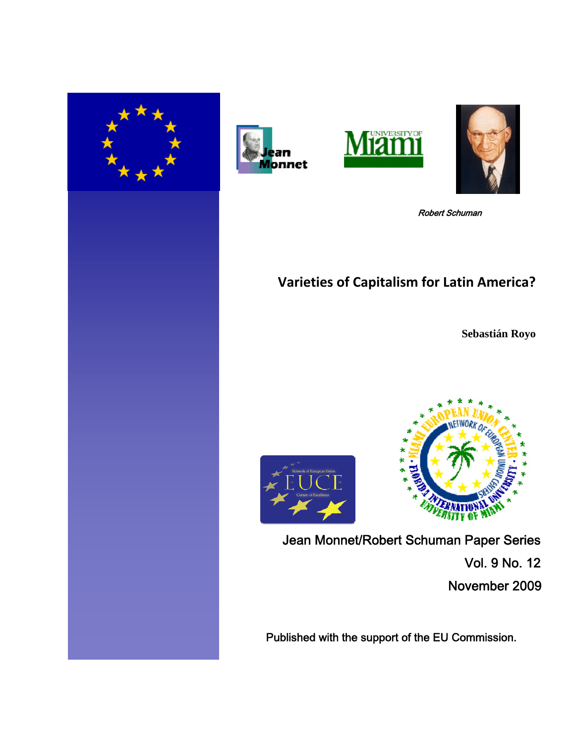Robert Schuman

# Varieties of Capitalism for Latin America?

**Sebastián Royo**

Jean Monnet/Robert Schuman Paper Series

Vol. 9 No. 12

November 2009

Published with the support of the EU Commission.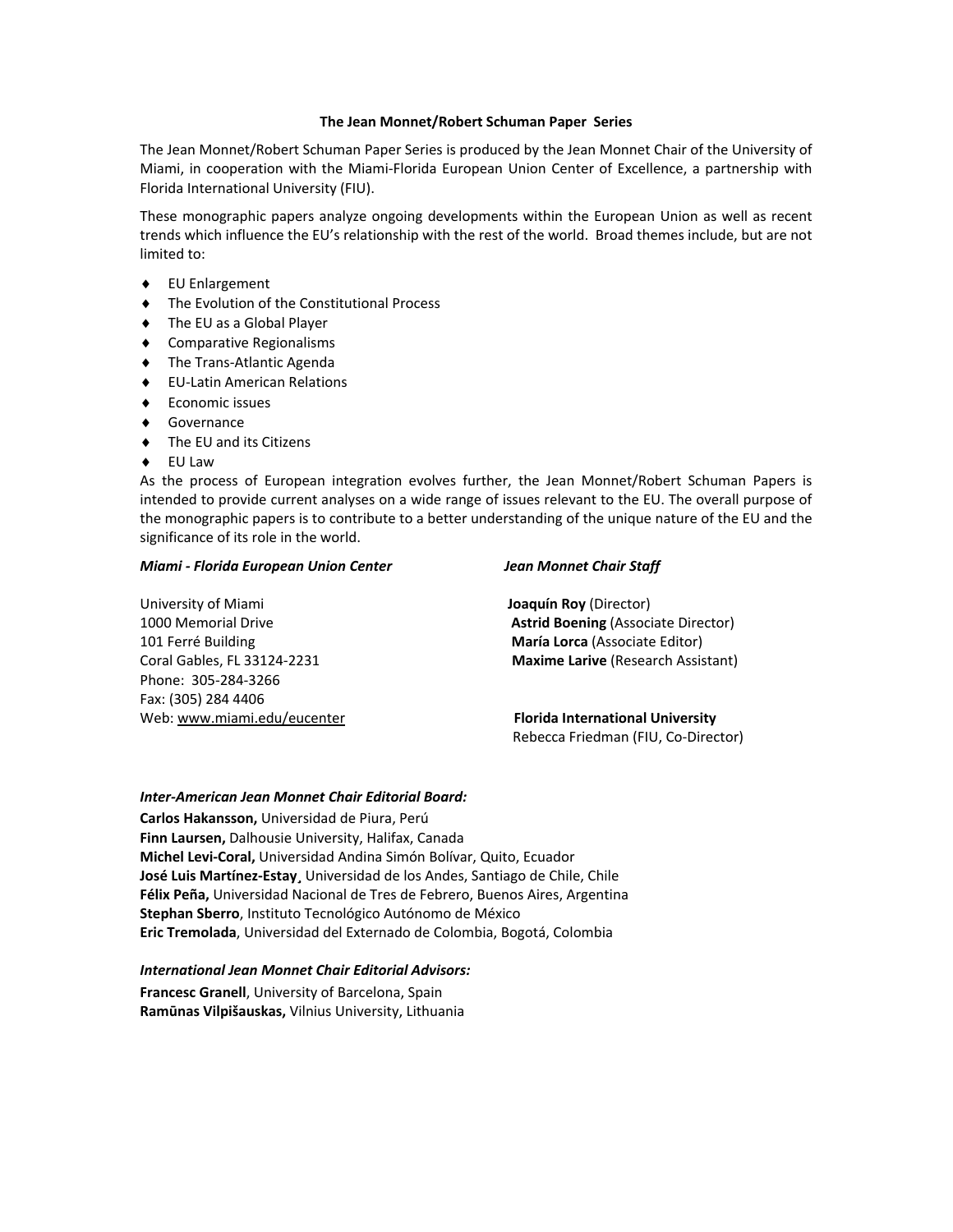## The Jean Monnet/Robert Schuman Paper Series

The Jean Monnet/Robert Schuman Paper Series is produced by the Jean Monnet Chair of the University of Miami, in cooperation with the Miami-Florida European Union Center of Excellence, a partnership with Florida International University (FIU).

These monographic papers analyze ongoing developments within the European Union as well as recent trends which influence the EU's relationship with the rest of the world. Broad themes include, but are not limited to:

- EU Enlargement
- The Evolution of the Constitutional Process
- The EU as a Global Player
- Comparative Regionalisms
- The Trans-Atlantic Agenda
- EU-Latin American Relations
- Economic issues
- Governance
- The EU and its Citizens
- EU Law

As the process of European integration evolves further, the Jean Monnet/Robert Schuman Papers is intended to provide current analyses on a wide range of issues relevant to the EU. The overall purpose of the monographic papers is to contribute to a better understanding of the unique nature of the EU and the significance of its role in the world.

***Miami - Florida European Union Center***

University of Miami
1000 Memorial Drive
101 Ferré Building
Coral Gables, FL 33124-2231
Phone: 305-284-3266
Fax: (305) 284 4406
Web: www.miami.edu/eucenter

***Jean Monnet Chair Staff***

**Joaquín Roy** (Director)
**Astrid Boening** (Associate Director)
**María Lorca** (Associate Editor)
**Maxime Larive** (Research Assistant)

**Florida International University**
Rebecca Friedman (FIU, Co-Director)

***Inter-American Jean Monnet Chair Editorial Board:***

**Carlos Hakansson,** Universidad de Piura, Perú
**Finn Laursen,** Dalhousie University, Halifax, Canada
**Michel Levi-Coral,** Universidad Andina Simón Bolívar, Quito, Ecuador
**José Luis Martínez-Estay**, Universidad de los Andes, Santiago de Chile, Chile
**Félix Peña,** Universidad Nacional de Tres de Febrero, Buenos Aires, Argentina
**Stephan Sberro**, Instituto Tecnológico Autónomo de México
**Eric Tremolada**, Universidad del Externado de Colombia, Bogotá, Colombia

***International Jean Monnet Chair Editorial Advisors:***

**Francesc Granell**, University of Barcelona, Spain
**Ramūnas Vilpišauskas,** Vilnius University, Lithuania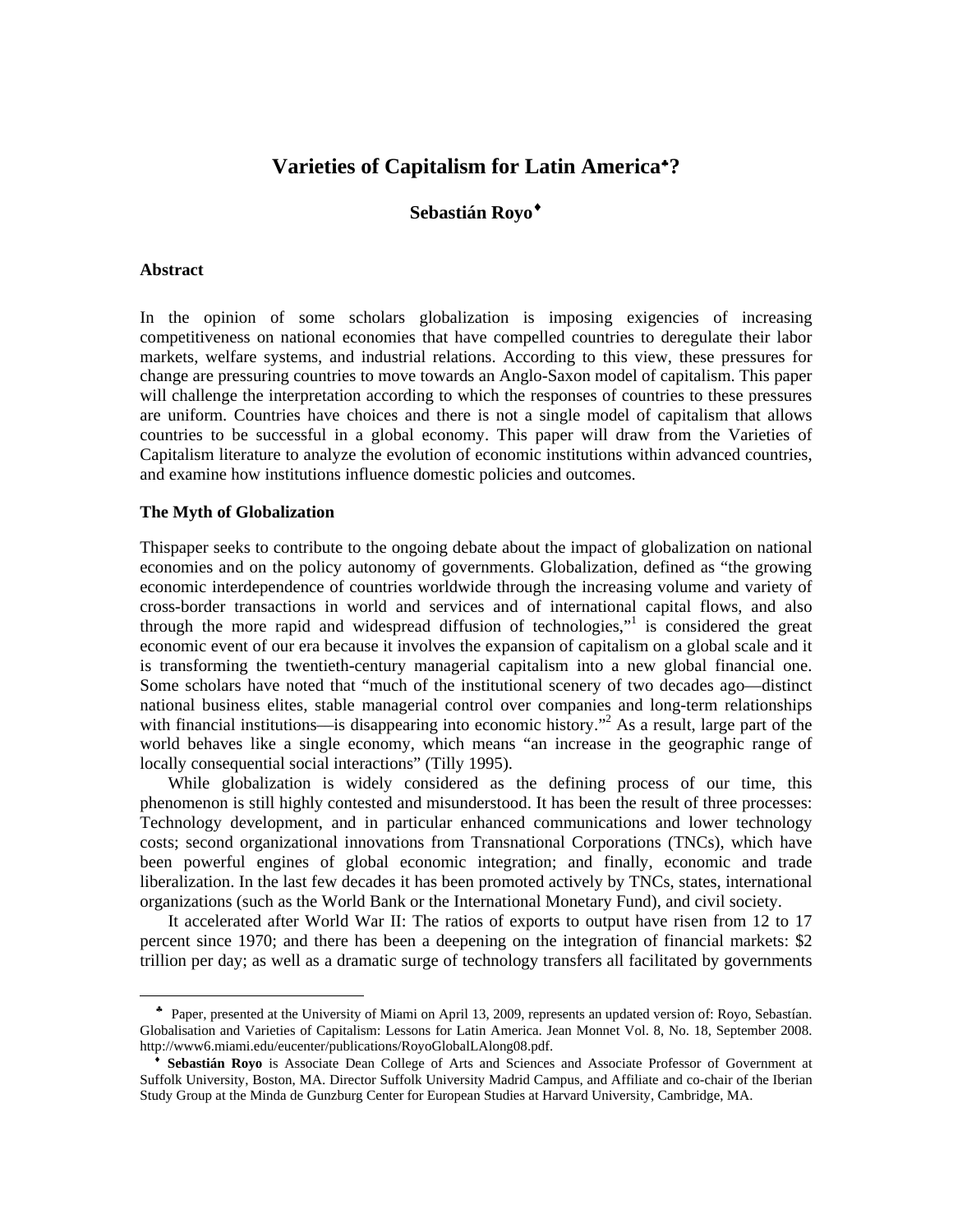# Varieties of Capitalism for Latin America[♣]?

**Sebastián Royo**[♦]

### Abstract

In the opinion of some scholars globalization is imposing exigencies of increasing competitiveness on national economies that have compelled countries to deregulate their labor markets, welfare systems, and industrial relations. According to this view, these pressures for change are pressuring countries to move towards an Anglo-Saxon model of capitalism. This paper will challenge the interpretation according to which the responses of countries to these pressures are uniform. Countries have choices and there is not a single model of capitalism that allows countries to be successful in a global economy. This paper will draw from the Varieties of Capitalism literature to analyze the evolution of economic institutions within advanced countries, and examine how institutions influence domestic policies and outcomes.

### The Myth of Globalization

Thispaper seeks to contribute to the ongoing debate about the impact of globalization on national economies and on the policy autonomy of governments. Globalization, defined as "the growing economic interdependence of countries worldwide through the increasing volume and variety of cross-border transactions in world and services and of international capital flows, and also through the more rapid and widespread diffusion of technologies,"[1] is considered the great economic event of our era because it involves the expansion of capitalism on a global scale and it is transforming the twentieth-century managerial capitalism into a new global financial one. Some scholars have noted that "much of the institutional scenery of two decades ago—distinct national business elites, stable managerial control over companies and long-term relationships with financial institutions—is disappearing into economic history."[2] As a result, large part of the world behaves like a single economy, which means "an increase in the geographic range of locally consequential social interactions" (Tilly 1995).

While globalization is widely considered as the defining process of our time, this phenomenon is still highly contested and misunderstood. It has been the result of three processes: Technology development, and in particular enhanced communications and lower technology costs; second organizational innovations from Transnational Corporations (TNCs), which have been powerful engines of global economic integration; and finally, economic and trade liberalization. In the last few decades it has been promoted actively by TNCs, states, international organizations (such as the World Bank or the International Monetary Fund), and civil society.

It accelerated after World War II: The ratios of exports to output have risen from 12 to 17 percent since 1970; and there has been a deepening on the integration of financial markets: $2 trillion per day; as well as a dramatic surge of technology transfers all facilitated by governments

---

[♣] Paper, presented at the University of Miami on April 13, 2009, represents an updated version of: Royo, Sebastían. Globalisation and Varieties of Capitalism: Lessons for Latin America. Jean Monnet Vol. 8, No. 18, September 2008. http://www6.miami.edu/eucenter/publications/RoyoGlobalLAlong08.pdf.

[♦] **Sebastián Royo** is Associate Dean College of Arts and Sciences and Associate Professor of Government at Suffolk University, Boston, MA. Director Suffolk University Madrid Campus, and Affiliate and co-chair of the Iberian Study Group at the Minda de Gunzburg Center for European Studies at Harvard University, Cambridge, MA.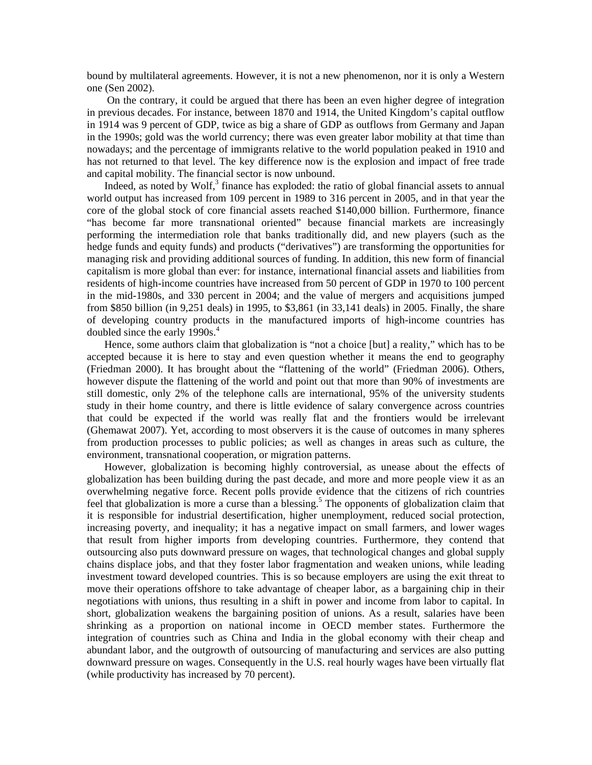bound by multilateral agreements. However, it is not a new phenomenon, nor it is only a Western one (Sen 2002).

On the contrary, it could be argued that there has been an even higher degree of integration in previous decades. For instance, between 1870 and 1914, the United Kingdom's capital outflow in 1914 was 9 percent of GDP, twice as big a share of GDP as outflows from Germany and Japan in the 1990s; gold was the world currency; there was even greater labor mobility at that time than nowadays; and the percentage of immigrants relative to the world population peaked in 1910 and has not returned to that level. The key difference now is the explosion and impact of free trade and capital mobility. The financial sector is now unbound.

Indeed, as noted by Wolf,[3] finance has exploded: the ratio of global financial assets to annual world output has increased from 109 percent in 1989 to 316 percent in 2005, and in that year the core of the global stock of core financial assets reached $140,000 billion. Furthermore, finance "has become far more transnational oriented" because financial markets are increasingly performing the intermediation role that banks traditionally did, and new players (such as the hedge funds and equity funds) and products ("derivatives") are transforming the opportunities for managing risk and providing additional sources of funding. In addition, this new form of financial capitalism is more global than ever: for instance, international financial assets and liabilities from residents of high-income countries have increased from 50 percent of GDP in 1970 to 100 percent in the mid-1980s, and 330 percent in 2004; and the value of mergers and acquisitions jumped from $850 billion (in 9,251 deals) in 1995, to $3,861 (in 33,141 deals) in 2005. Finally, the share of developing country products in the manufactured imports of high-income countries has doubled since the early 1990s.[4]

Hence, some authors claim that globalization is "not a choice [but] a reality," which has to be accepted because it is here to stay and even question whether it means the end to geography (Friedman 2000). It has brought about the "flattening of the world" (Friedman 2006). Others, however dispute the flattening of the world and point out that more than 90% of investments are still domestic, only 2% of the telephone calls are international, 95% of the university students study in their home country, and there is little evidence of salary convergence across countries that could be expected if the world was really flat and the frontiers would be irrelevant (Ghemawat 2007). Yet, according to most observers it is the cause of outcomes in many spheres from production processes to public policies; as well as changes in areas such as culture, the environment, transnational cooperation, or migration patterns.

However, globalization is becoming highly controversial, as unease about the effects of globalization has been building during the past decade, and more and more people view it as an overwhelming negative force. Recent polls provide evidence that the citizens of rich countries feel that globalization is more a curse than a blessing.[5] The opponents of globalization claim that it is responsible for industrial desertification, higher unemployment, reduced social protection, increasing poverty, and inequality; it has a negative impact on small farmers, and lower wages that result from higher imports from developing countries. Furthermore, they contend that outsourcing also puts downward pressure on wages, that technological changes and global supply chains displace jobs, and that they foster labor fragmentation and weaken unions, while leading investment toward developed countries. This is so because employers are using the exit threat to move their operations offshore to take advantage of cheaper labor, as a bargaining chip in their negotiations with unions, thus resulting in a shift in power and income from labor to capital. In short, globalization weakens the bargaining position of unions. As a result, salaries have been shrinking as a proportion on national income in OECD member states. Furthermore the integration of countries such as China and India in the global economy with their cheap and abundant labor, and the outgrowth of outsourcing of manufacturing and services are also putting downward pressure on wages. Consequently in the U.S. real hourly wages have been virtually flat (while productivity has increased by 70 percent).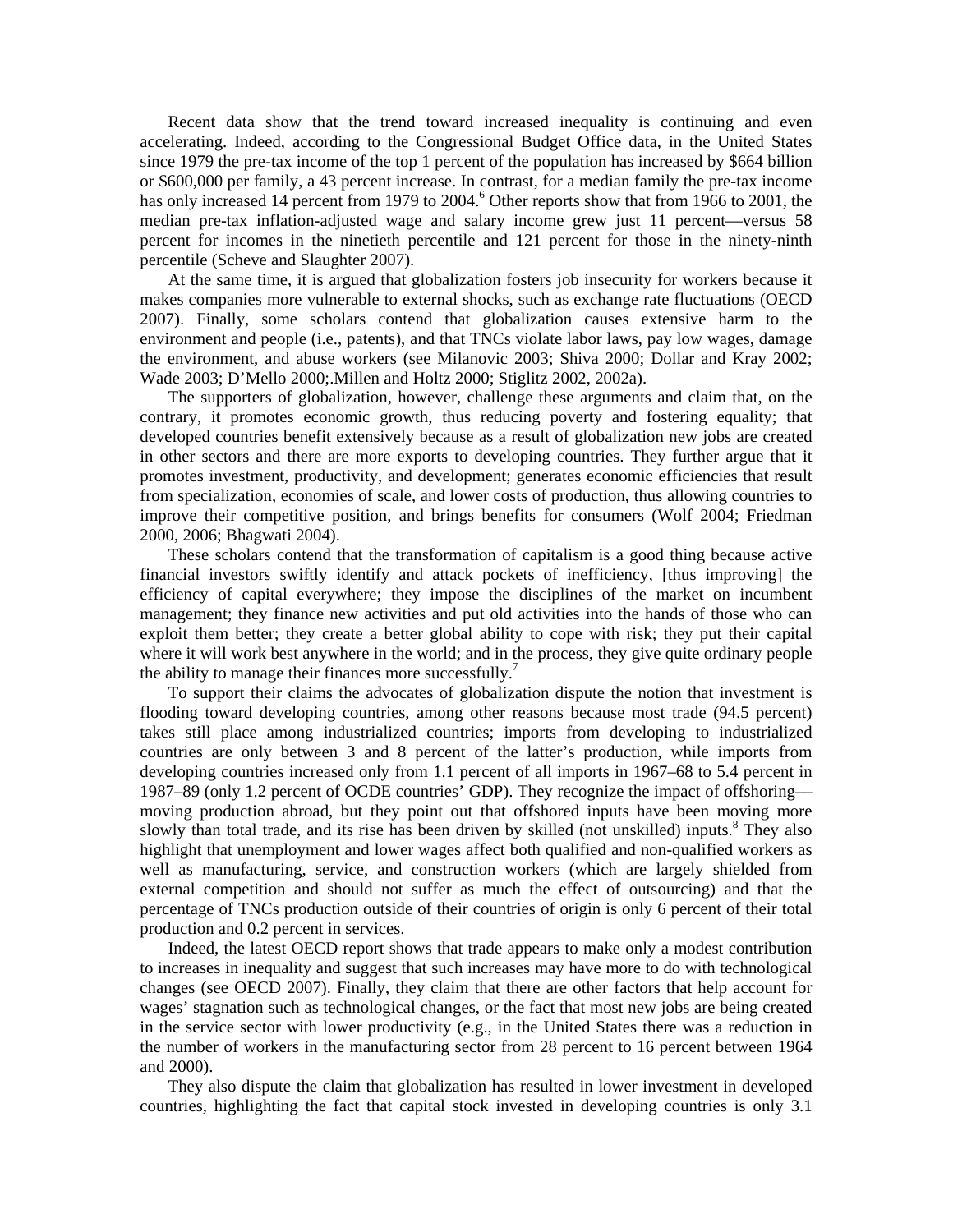Recent data show that the trend toward increased inequality is continuing and even accelerating. Indeed, according to the Congressional Budget Office data, in the United States since 1979 the pre-tax income of the top 1 percent of the population has increased by $664 billion or $600,000 per family, a 43 percent increase. In contrast, for a median family the pre-tax income has only increased 14 percent from 1979 to 2004.[6] Other reports show that from 1966 to 2001, the median pre-tax inflation-adjusted wage and salary income grew just 11 percent—versus 58 percent for incomes in the ninetieth percentile and 121 percent for those in the ninety-ninth percentile (Scheve and Slaughter 2007).

At the same time, it is argued that globalization fosters job insecurity for workers because it makes companies more vulnerable to external shocks, such as exchange rate fluctuations (OECD 2007). Finally, some scholars contend that globalization causes extensive harm to the environment and people (i.e., patents), and that TNCs violate labor laws, pay low wages, damage the environment, and abuse workers (see Milanovic 2003; Shiva 2000; Dollar and Kray 2002; Wade 2003; D'Mello 2000;.Millen and Holtz 2000; Stiglitz 2002, 2002a).

The supporters of globalization, however, challenge these arguments and claim that, on the contrary, it promotes economic growth, thus reducing poverty and fostering equality; that developed countries benefit extensively because as a result of globalization new jobs are created in other sectors and there are more exports to developing countries. They further argue that it promotes investment, productivity, and development; generates economic efficiencies that result from specialization, economies of scale, and lower costs of production, thus allowing countries to improve their competitive position, and brings benefits for consumers (Wolf 2004; Friedman 2000, 2006; Bhagwati 2004).

These scholars contend that the transformation of capitalism is a good thing because active financial investors swiftly identify and attack pockets of inefficiency, [thus improving] the efficiency of capital everywhere; they impose the disciplines of the market on incumbent management; they finance new activities and put old activities into the hands of those who can exploit them better; they create a better global ability to cope with risk; they put their capital where it will work best anywhere in the world; and in the process, they give quite ordinary people the ability to manage their finances more successfully.[7]

To support their claims the advocates of globalization dispute the notion that investment is flooding toward developing countries, among other reasons because most trade (94.5 percent) takes still place among industrialized countries; imports from developing to industrialized countries are only between 3 and 8 percent of the latter's production, while imports from developing countries increased only from 1.1 percent of all imports in 1967–68 to 5.4 percent in 1987–89 (only 1.2 percent of OCDE countries' GDP). They recognize the impact of offshoring—moving production abroad, but they point out that offshored inputs have been moving more slowly than total trade, and its rise has been driven by skilled (not unskilled) inputs.[8] They also highlight that unemployment and lower wages affect both qualified and non-qualified workers as well as manufacturing, service, and construction workers (which are largely shielded from external competition and should not suffer as much the effect of outsourcing) and that the percentage of TNCs production outside of their countries of origin is only 6 percent of their total production and 0.2 percent in services.

Indeed, the latest OECD report shows that trade appears to make only a modest contribution to increases in inequality and suggest that such increases may have more to do with technological changes (see OECD 2007). Finally, they claim that there are other factors that help account for wages' stagnation such as technological changes, or the fact that most new jobs are being created in the service sector with lower productivity (e.g., in the United States there was a reduction in the number of workers in the manufacturing sector from 28 percent to 16 percent between 1964 and 2000).

They also dispute the claim that globalization has resulted in lower investment in developed countries, highlighting the fact that capital stock invested in developing countries is only 3.1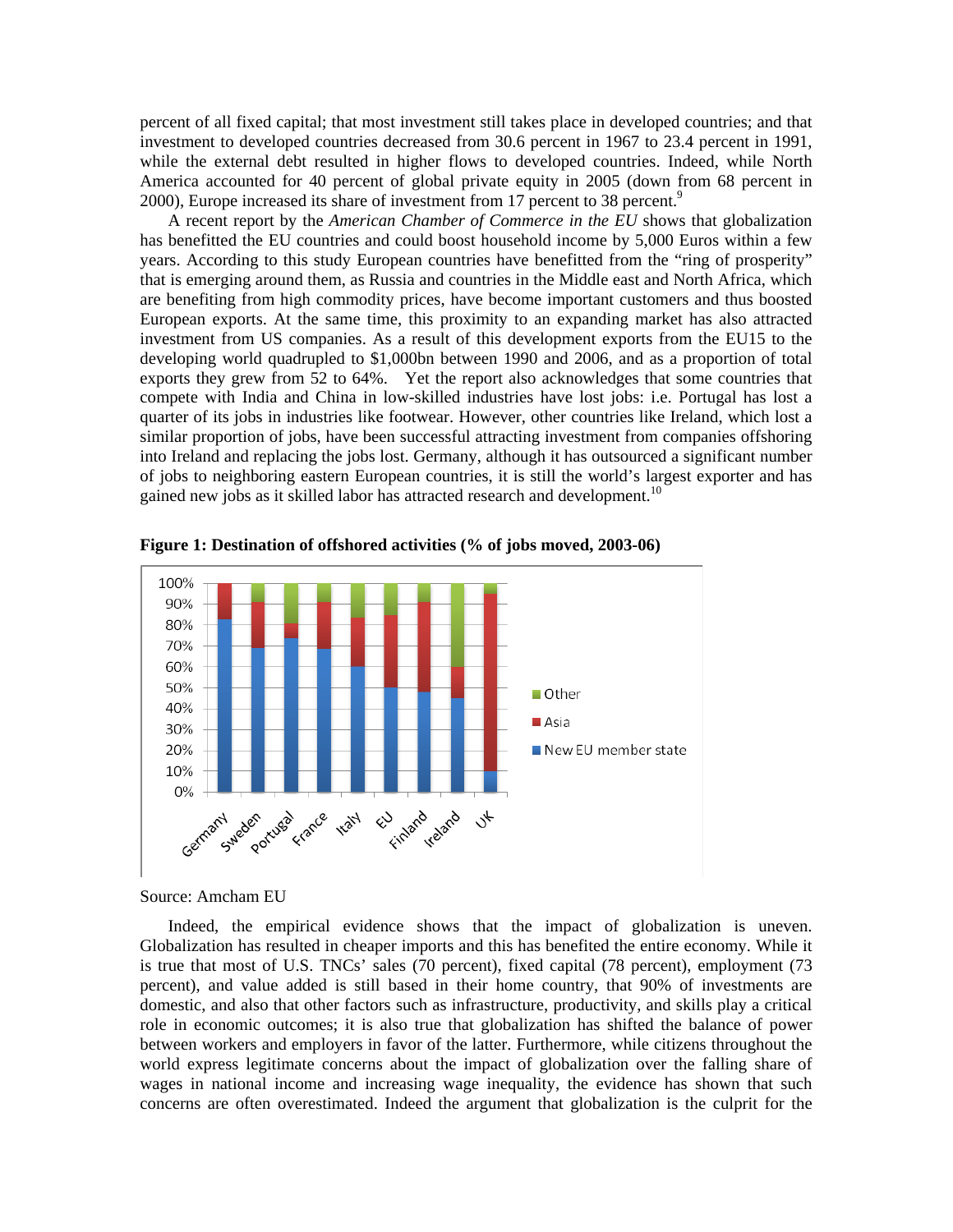percent of all fixed capital; that most investment still takes place in developed countries; and that investment to developed countries decreased from 30.6 percent in 1967 to 23.4 percent in 1991, while the external debt resulted in higher flows to developed countries. Indeed, while North America accounted for 40 percent of global private equity in 2005 (down from 68 percent in 2000), Europe increased its share of investment from 17 percent to 38 percent.[9]

A recent report by the *American Chamber of Commerce in the EU* shows that globalization has benefitted the EU countries and could boost household income by 5,000 Euros within a few years. According to this study European countries have benefitted from the "ring of prosperity" that is emerging around them, as Russia and countries in the Middle east and North Africa, which are benefiting from high commodity prices, have become important customers and thus boosted European exports. At the same time, this proximity to an expanding market has also attracted investment from US companies. As a result of this development exports from the EU15 to the developing world quadrupled to $1,000bn between 1990 and 2006, and as a proportion of total exports they grew from 52 to 64%. Yet the report also acknowledges that some countries that compete with India and China in low-skilled industries have lost jobs: i.e. Portugal has lost a quarter of its jobs in industries like footwear. However, other countries like Ireland, which lost a similar proportion of jobs, have been successful attracting investment from companies offshoring into Ireland and replacing the jobs lost. Germany, although it has outsourced a significant number of jobs to neighboring eastern European countries, it is still the world's largest exporter and has gained new jobs as it skilled labor has attracted research and development.[10]

**Figure 1: Destination of offshored activities (% of jobs moved, 2003-06)**

Source: Amcham EU

Indeed, the empirical evidence shows that the impact of globalization is uneven. Globalization has resulted in cheaper imports and this has benefited the entire economy. While it is true that most of U.S. TNCs' sales (70 percent), fixed capital (78 percent), employment (73 percent), and value added is still based in their home country, that 90% of investments are domestic, and also that other factors such as infrastructure, productivity, and skills play a critical role in economic outcomes; it is also true that globalization has shifted the balance of power between workers and employers in favor of the latter. Furthermore, while citizens throughout the world express legitimate concerns about the impact of globalization over the falling share of wages in national income and increasing wage inequality, the evidence has shown that such concerns are often overestimated. Indeed the argument that globalization is the culprit for the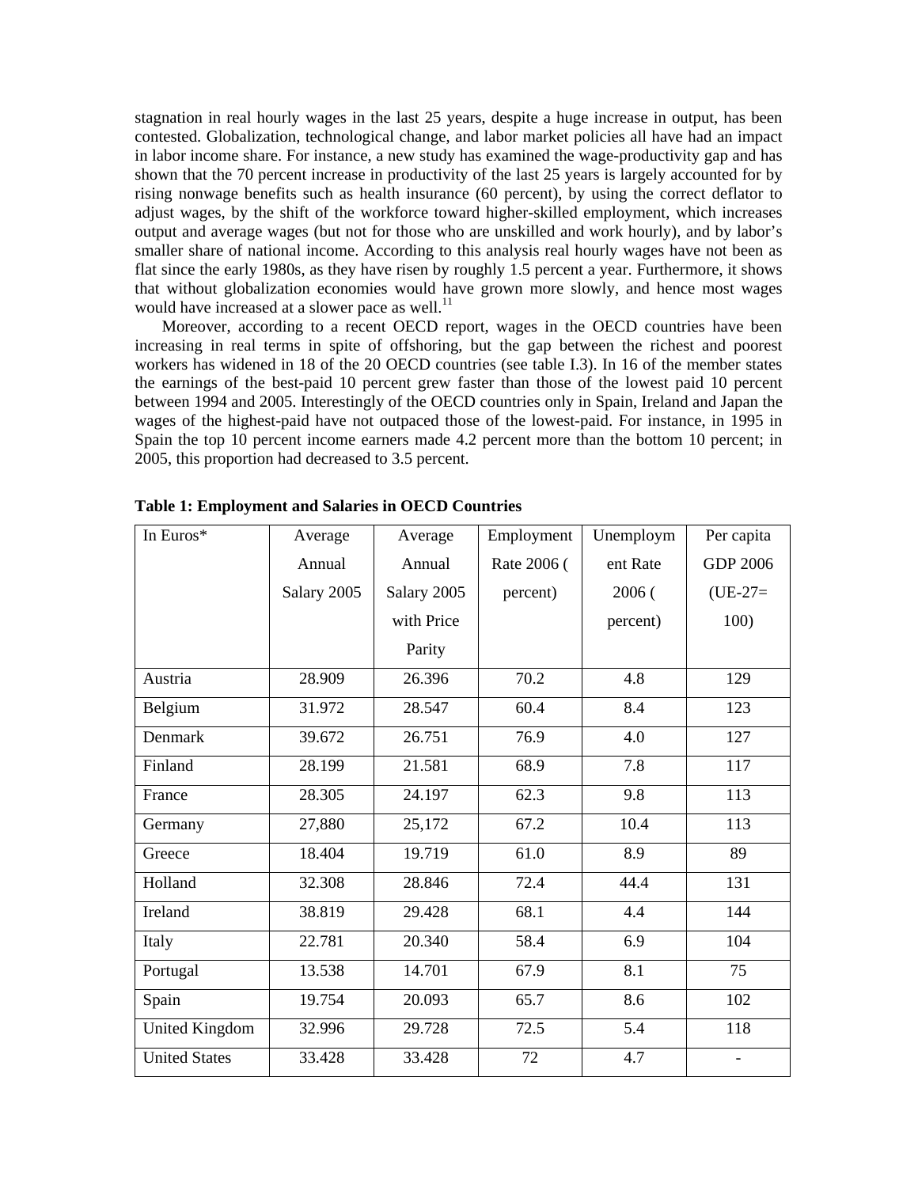stagnation in real hourly wages in the last 25 years, despite a huge increase in output, has been contested. Globalization, technological change, and labor market policies all have had an impact in labor income share. For instance, a new study has examined the wage-productivity gap and has shown that the 70 percent increase in productivity of the last 25 years is largely accounted for by rising nonwage benefits such as health insurance (60 percent), by using the correct deflator to adjust wages, by the shift of the workforce toward higher-skilled employment, which increases output and average wages (but not for those who are unskilled and work hourly), and by labor's smaller share of national income. According to this analysis real hourly wages have not been as flat since the early 1980s, as they have risen by roughly 1.5 percent a year. Furthermore, it shows that without globalization economies would have grown more slowly, and hence most wages would have increased at a slower pace as well.[11]

Moreover, according to a recent OECD report, wages in the OECD countries have been increasing in real terms in spite of offshoring, but the gap between the richest and poorest workers has widened in 18 of the 20 OECD countries (see table I.3). In 16 of the member states the earnings of the best-paid 10 percent grew faster than those of the lowest paid 10 percent between 1994 and 2005. Interestingly of the OECD countries only in Spain, Ireland and Japan the wages of the highest-paid have not outpaced those of the lowest-paid. For instance, in 1995 in Spain the top 10 percent income earners made 4.2 percent more than the bottom 10 percent; in 2005, this proportion had decreased to 3.5 percent.

**Table 1: Employment and Salaries in OECD Countries**

| In Euros* | Average Annual Salary 2005 | Average Annual Salary 2005 with Price Parity | Employment Rate 2006 ( percent) | Unemployment Rate 2006 ( percent) | Per capita GDP 2006 (UE-27= 100) |
|---|---|---|---|---|---|
| Austria | 28.909 | 26.396 | 70.2 | 4.8 | 129 |
| Belgium | 31.972 | 28.547 | 60.4 | 8.4 | 123 |
| Denmark | 39.672 | 26.751 | 76.9 | 4.0 | 127 |
| Finland | 28.199 | 21.581 | 68.9 | 7.8 | 117 |
| France | 28.305 | 24.197 | 62.3 | 9.8 | 113 |
| Germany | 27,880 | 25,172 | 67.2 | 10.4 | 113 |
| Greece | 18.404 | 19.719 | 61.0 | 8.9 | 89 |
| Holland | 32.308 | 28.846 | 72.4 | 44.4 | 131 |
| Ireland | 38.819 | 29.428 | 68.1 | 4.4 | 144 |
| Italy | 22.781 | 20.340 | 58.4 | 6.9 | 104 |
| Portugal | 13.538 | 14.701 | 67.9 | 8.1 | 75 |
| Spain | 19.754 | 20.093 | 65.7 | 8.6 | 102 |
| United Kingdom | 32.996 | 29.728 | 72.5 | 5.4 | 118 |
| United States | 33.428 | 33.428 | 72 | 4.7 | - |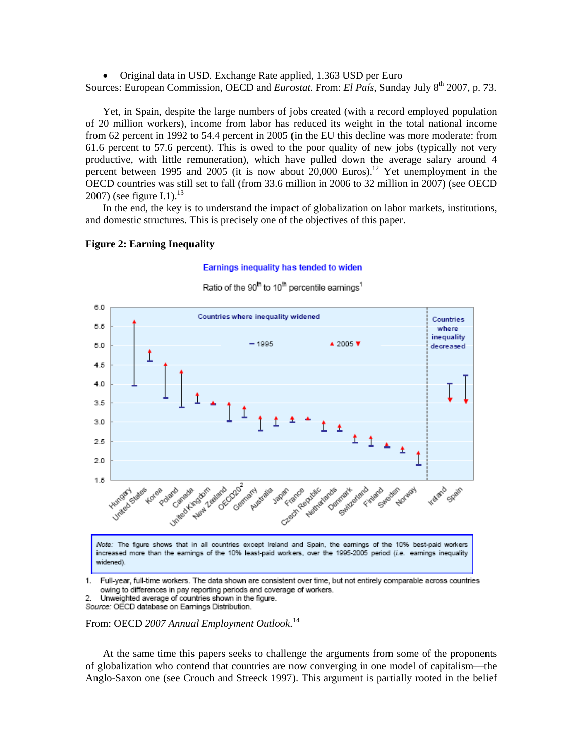- Original data in USD. Exchange Rate applied, 1.363 USD per Euro

Sources: European Commission, OECD and *Eurostat*. From: *El País*, Sunday July 8th 2007, p. 73.

Yet, in Spain, despite the large numbers of jobs created (with a record employed population of 20 million workers), income from labor has reduced its weight in the total national income from 62 percent in 1992 to 54.4 percent in 2005 (in the EU this decline was more moderate: from 61.6 percent to 57.6 percent). This is owed to the poor quality of new jobs (typically not very productive, with little remuneration), which have pulled down the average salary around 4 percent between 1995 and 2005 (it is now about 20,000 Euros).[12] Yet unemployment in the OECD countries was still set to fall (from 33.6 million in 2006 to 32 million in 2007) (see OECD 2007) (see figure I.1).[13]

In the end, the key is to understand the impact of globalization on labor markets, institutions, and domestic structures. This is precisely one of the objectives of this paper.

**Figure 2: Earning Inequality**

Earnings inequality has tended to widen

Ratio of the 90th to 10th percentile earnings[1]

Note: The figure shows that in all countries except Ireland and Spain, the earnings of the 10% best-paid workers increased more than the earnings of the 10% least-paid workers, over the 1995-2005 period (*i.e.* earnings inequality widened).

1. Full-year, full-time workers. The data shown are consistent over time, but not entirely comparable across countries owing to differences in pay reporting periods and coverage of workers.
2. Unweighted average of countries shown in the figure.

*Source:* OECD database on Earnings Distribution.

From: OECD *2007 Annual Employment Outlook*.[14]

At the same time this papers seeks to challenge the arguments from some of the proponents of globalization who contend that countries are now converging in one model of capitalism—the Anglo-Saxon one (see Crouch and Streeck 1997). This argument is partially rooted in the belief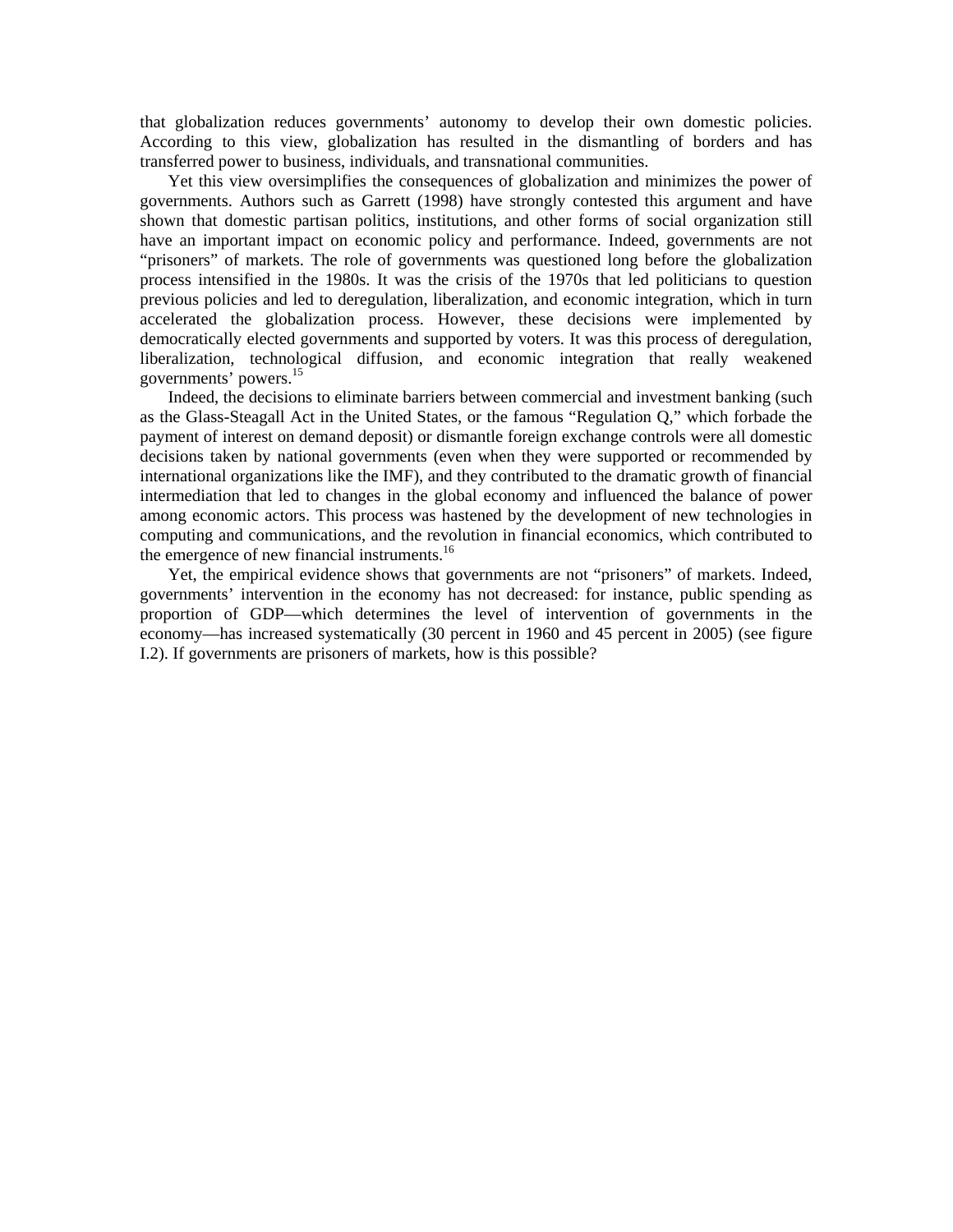that globalization reduces governments' autonomy to develop their own domestic policies. According to this view, globalization has resulted in the dismantling of borders and has transferred power to business, individuals, and transnational communities.

Yet this view oversimplifies the consequences of globalization and minimizes the power of governments. Authors such as Garrett (1998) have strongly contested this argument and have shown that domestic partisan politics, institutions, and other forms of social organization still have an important impact on economic policy and performance. Indeed, governments are not "prisoners" of markets. The role of governments was questioned long before the globalization process intensified in the 1980s. It was the crisis of the 1970s that led politicians to question previous policies and led to deregulation, liberalization, and economic integration, which in turn accelerated the globalization process. However, these decisions were implemented by democratically elected governments and supported by voters. It was this process of deregulation, liberalization, technological diffusion, and economic integration that really weakened governments' powers.[15]

Indeed, the decisions to eliminate barriers between commercial and investment banking (such as the Glass-Steagall Act in the United States, or the famous "Regulation Q," which forbade the payment of interest on demand deposit) or dismantle foreign exchange controls were all domestic decisions taken by national governments (even when they were supported or recommended by international organizations like the IMF), and they contributed to the dramatic growth of financial intermediation that led to changes in the global economy and influenced the balance of power among economic actors. This process was hastened by the development of new technologies in computing and communications, and the revolution in financial economics, which contributed to the emergence of new financial instruments.[16]

Yet, the empirical evidence shows that governments are not "prisoners" of markets. Indeed, governments' intervention in the economy has not decreased: for instance, public spending as proportion of GDP—which determines the level of intervention of governments in the economy—has increased systematically (30 percent in 1960 and 45 percent in 2005) (see figure I.2). If governments are prisoners of markets, how is this possible?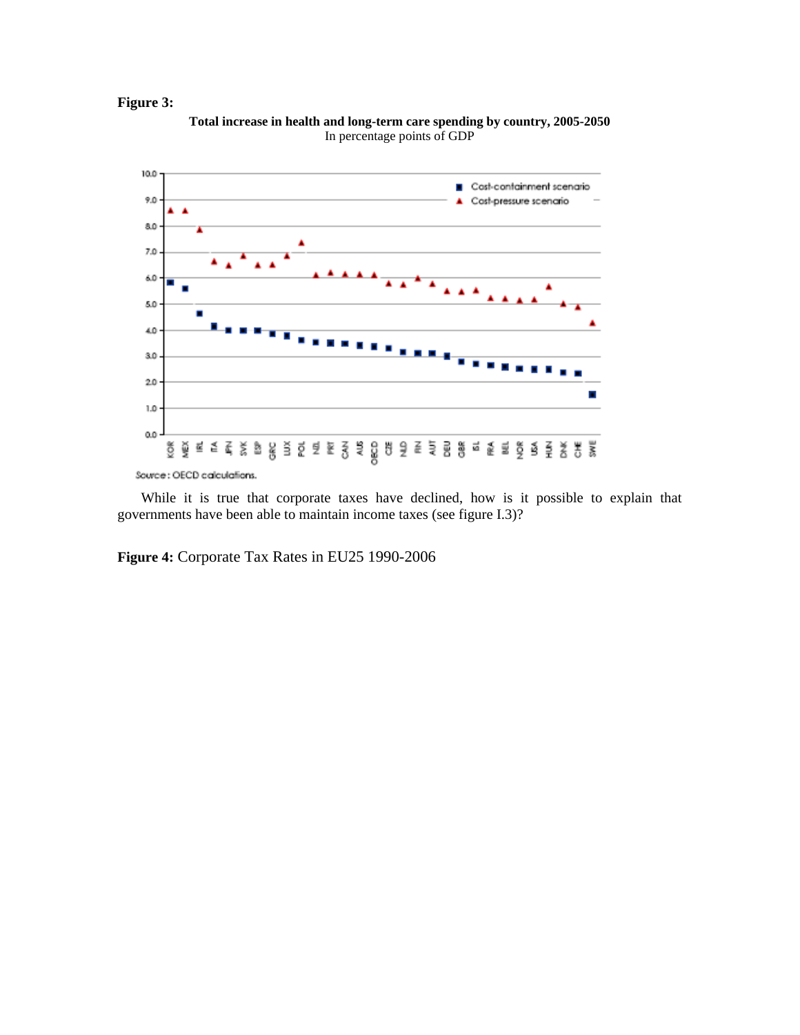**Figure 3:**

**Total increase in health and long-term care spending by country, 2005-2050**
In percentage points of GDP

Source: OECD calculations.

While it is true that corporate taxes have declined, how is it possible to explain that governments have been able to maintain income taxes (see figure I.3)?

**Figure 4:** Corporate Tax Rates in EU25 1990-2006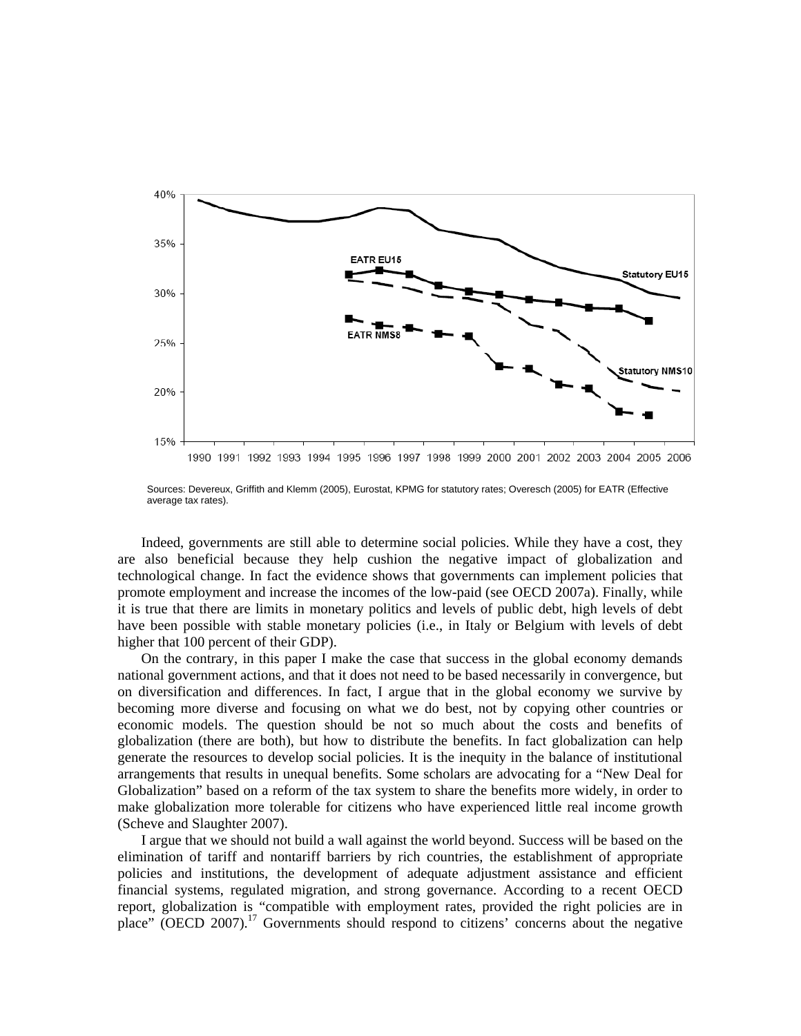Sources: Devereux, Griffith and Klemm (2005), Eurostat, KPMG for statutory rates; Overesch (2005) for EATR (Effective average tax rates).

Indeed, governments are still able to determine social policies. While they have a cost, they are also beneficial because they help cushion the negative impact of globalization and technological change. In fact the evidence shows that governments can implement policies that promote employment and increase the incomes of the low-paid (see OECD 2007a). Finally, while it is true that there are limits in monetary politics and levels of public debt, high levels of debt have been possible with stable monetary policies (i.e., in Italy or Belgium with levels of debt higher that 100 percent of their GDP).

On the contrary, in this paper I make the case that success in the global economy demands national government actions, and that it does not need to be based necessarily in convergence, but on diversification and differences. In fact, I argue that in the global economy we survive by becoming more diverse and focusing on what we do best, not by copying other countries or economic models. The question should be not so much about the costs and benefits of globalization (there are both), but how to distribute the benefits. In fact globalization can help generate the resources to develop social policies. It is the inequity in the balance of institutional arrangements that results in unequal benefits. Some scholars are advocating for a "New Deal for Globalization" based on a reform of the tax system to share the benefits more widely, in order to make globalization more tolerable for citizens who have experienced little real income growth (Scheve and Slaughter 2007).

I argue that we should not build a wall against the world beyond. Success will be based on the elimination of tariff and nontariff barriers by rich countries, the establishment of appropriate policies and institutions, the development of adequate adjustment assistance and efficient financial systems, regulated migration, and strong governance. According to a recent OECD report, globalization is "compatible with employment rates, provided the right policies are in place" (OECD 2007).[17] Governments should respond to citizens' concerns about the negative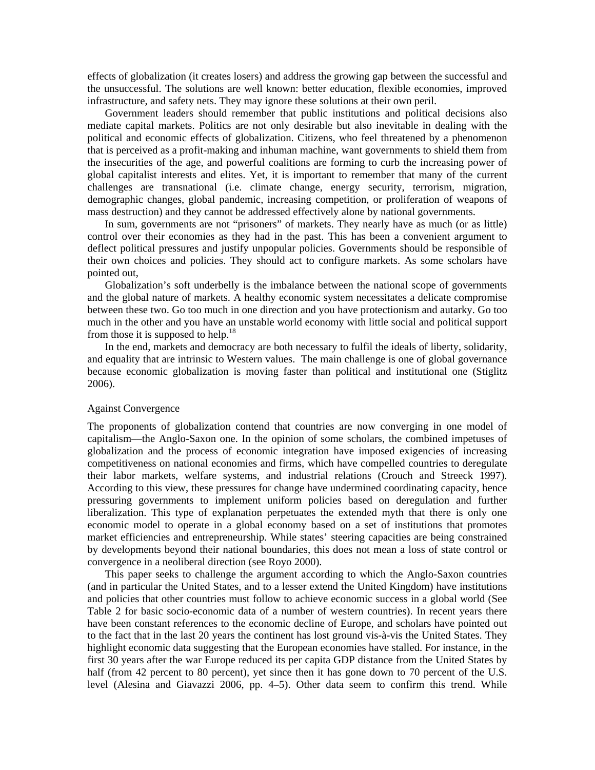effects of globalization (it creates losers) and address the growing gap between the successful and the unsuccessful. The solutions are well known: better education, flexible economies, improved infrastructure, and safety nets. They may ignore these solutions at their own peril.

Government leaders should remember that public institutions and political decisions also mediate capital markets. Politics are not only desirable but also inevitable in dealing with the political and economic effects of globalization. Citizens, who feel threatened by a phenomenon that is perceived as a profit-making and inhuman machine, want governments to shield them from the insecurities of the age, and powerful coalitions are forming to curb the increasing power of global capitalist interests and elites. Yet, it is important to remember that many of the current challenges are transnational (i.e. climate change, energy security, terrorism, migration, demographic changes, global pandemic, increasing competition, or proliferation of weapons of mass destruction) and they cannot be addressed effectively alone by national governments.

In sum, governments are not "prisoners" of markets. They nearly have as much (or as little) control over their economies as they had in the past. This has been a convenient argument to deflect political pressures and justify unpopular policies. Governments should be responsible of their own choices and policies. They should act to configure markets. As some scholars have pointed out,

Globalization's soft underbelly is the imbalance between the national scope of governments and the global nature of markets. A healthy economic system necessitates a delicate compromise between these two. Go too much in one direction and you have protectionism and autarky. Go too much in the other and you have an unstable world economy with little social and political support from those it is supposed to help.[18]

In the end, markets and democracy are both necessary to fulfil the ideals of liberty, solidarity, and equality that are intrinsic to Western values. The main challenge is one of global governance because economic globalization is moving faster than political and institutional one (Stiglitz 2006).

Against Convergence

The proponents of globalization contend that countries are now converging in one model of capitalism—the Anglo-Saxon one. In the opinion of some scholars, the combined impetuses of globalization and the process of economic integration have imposed exigencies of increasing competitiveness on national economies and firms, which have compelled countries to deregulate their labor markets, welfare systems, and industrial relations (Crouch and Streeck 1997). According to this view, these pressures for change have undermined coordinating capacity, hence pressuring governments to implement uniform policies based on deregulation and further liberalization. This type of explanation perpetuates the extended myth that there is only one economic model to operate in a global economy based on a set of institutions that promotes market efficiencies and entrepreneurship. While states' steering capacities are being constrained by developments beyond their national boundaries, this does not mean a loss of state control or convergence in a neoliberal direction (see Royo 2000).

This paper seeks to challenge the argument according to which the Anglo-Saxon countries (and in particular the United States, and to a lesser extend the United Kingdom) have institutions and policies that other countries must follow to achieve economic success in a global world (See Table 2 for basic socio-economic data of a number of western countries). In recent years there have been constant references to the economic decline of Europe, and scholars have pointed out to the fact that in the last 20 years the continent has lost ground vis-à-vis the United States. They highlight economic data suggesting that the European economies have stalled. For instance, in the first 30 years after the war Europe reduced its per capita GDP distance from the United States by half (from 42 percent to 80 percent), yet since then it has gone down to 70 percent of the U.S. level (Alesina and Giavazzi 2006, pp. 4–5). Other data seem to confirm this trend. While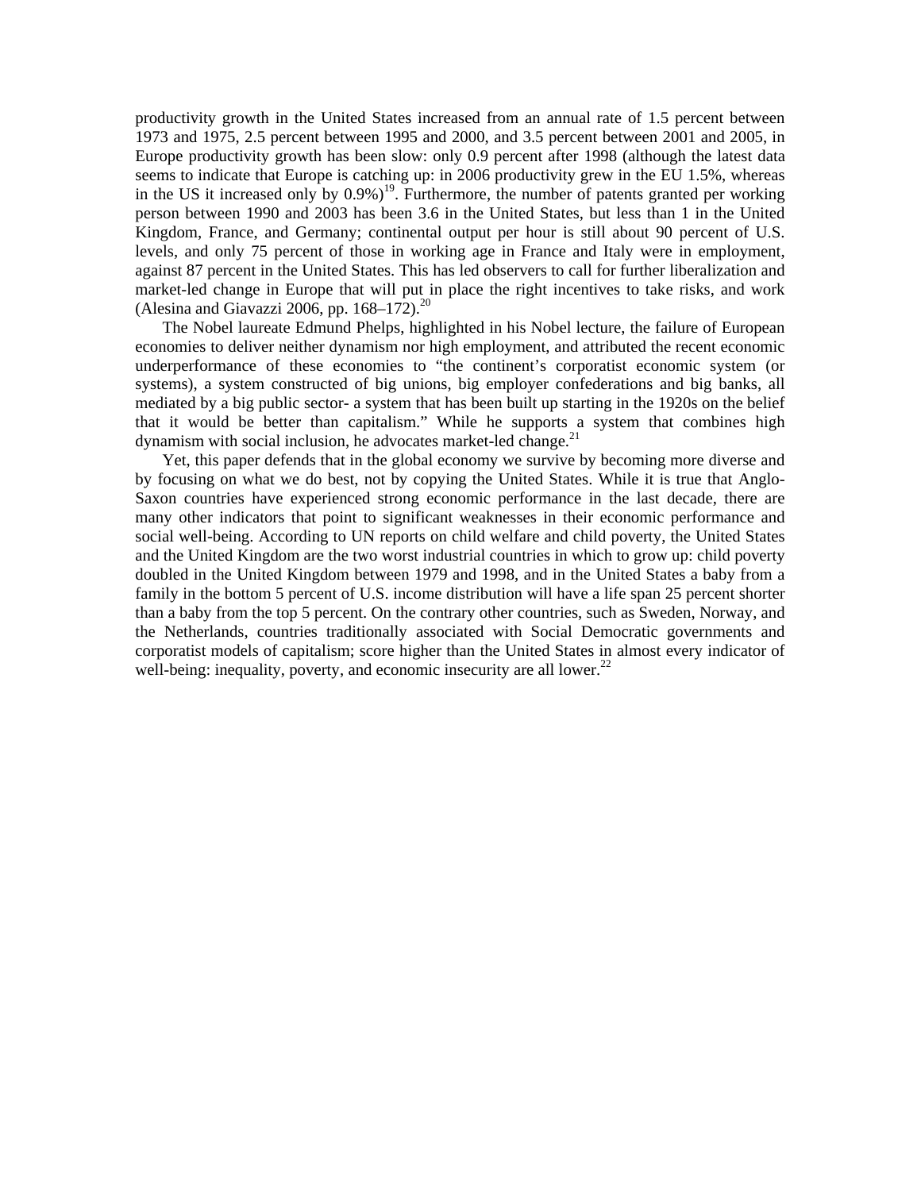productivity growth in the United States increased from an annual rate of 1.5 percent between 1973 and 1975, 2.5 percent between 1995 and 2000, and 3.5 percent between 2001 and 2005, in Europe productivity growth has been slow: only 0.9 percent after 1998 (although the latest data seems to indicate that Europe is catching up: in 2006 productivity grew in the EU 1.5%, whereas in the US it increased only by 0.9%)[19]. Furthermore, the number of patents granted per working person between 1990 and 2003 has been 3.6 in the United States, but less than 1 in the United Kingdom, France, and Germany; continental output per hour is still about 90 percent of U.S. levels, and only 75 percent of those in working age in France and Italy were in employment, against 87 percent in the United States. This has led observers to call for further liberalization and market-led change in Europe that will put in place the right incentives to take risks, and work (Alesina and Giavazzi 2006, pp. 168–172).[20]

The Nobel laureate Edmund Phelps, highlighted in his Nobel lecture, the failure of European economies to deliver neither dynamism nor high employment, and attributed the recent economic underperformance of these economies to "the continent's corporatist economic system (or systems), a system constructed of big unions, big employer confederations and big banks, all mediated by a big public sector- a system that has been built up starting in the 1920s on the belief that it would be better than capitalism." While he supports a system that combines high dynamism with social inclusion, he advocates market-led change.[21]

Yet, this paper defends that in the global economy we survive by becoming more diverse and by focusing on what we do best, not by copying the United States. While it is true that Anglo-Saxon countries have experienced strong economic performance in the last decade, there are many other indicators that point to significant weaknesses in their economic performance and social well-being. According to UN reports on child welfare and child poverty, the United States and the United Kingdom are the two worst industrial countries in which to grow up: child poverty doubled in the United Kingdom between 1979 and 1998, and in the United States a baby from a family in the bottom 5 percent of U.S. income distribution will have a life span 25 percent shorter than a baby from the top 5 percent. On the contrary other countries, such as Sweden, Norway, and the Netherlands, countries traditionally associated with Social Democratic governments and corporatist models of capitalism; score higher than the United States in almost every indicator of well-being: inequality, poverty, and economic insecurity are all lower.[22]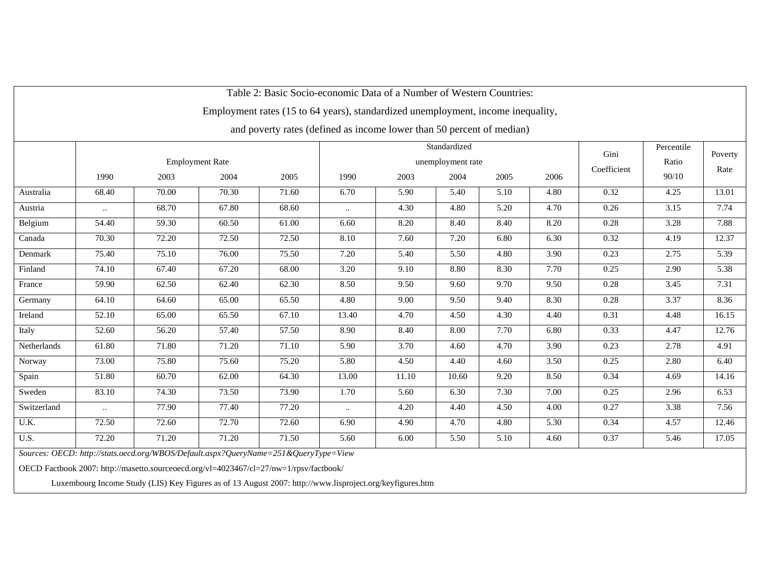Table 2: Basic Socio-economic Data of a Number of Western Countries:

Employment rates (15 to 64 years), standardized unemployment, income inequality,

and poverty rates (defined as income lower than 50 percent of median)

| | Employment Rate | | | | Standardized unemployment rate | | | | | Gini Coefficient | Percentile Ratio 90/10 | Poverty Rate |
|---|---|---|---|---|---|---|---|---|---|---|---|---|
| | 1990 | 2003 | 2004 | 2005 | 1990 | 2003 | 2004 | 2005 | 2006 | | | |
| Australia | 68.40 | 70.00 | 70.30 | 71.60 | 6.70 | 5.90 | 5.40 | 5.10 | 4.80 | 0.32 | 4.25 | 13.01 |
| Austria | .. | 68.70 | 67.80 | 68.60 | .. | 4.30 | 4.80 | 5.20 | 4.70 | 0.26 | 3.15 | 7.74 |
| Belgium | 54.40 | 59.30 | 60.50 | 61.00 | 6.60 | 8.20 | 8.40 | 8.40 | 8.20 | 0.28 | 3.28 | 7.88 |
| Canada | 70.30 | 72.20 | 72.50 | 72.50 | 8.10 | 7.60 | 7.20 | 6.80 | 6.30 | 0.32 | 4.19 | 12.37 |
| Denmark | 75.40 | 75.10 | 76.00 | 75.50 | 7.20 | 5.40 | 5.50 | 4.80 | 3.90 | 0.23 | 2.75 | 5.39 |
| Finland | 74.10 | 67.40 | 67.20 | 68.00 | 3.20 | 9.10 | 8.80 | 8.30 | 7.70 | 0.25 | 2.90 | 5.38 |
| France | 59.90 | 62.50 | 62.40 | 62.30 | 8.50 | 9.50 | 9.60 | 9.70 | 9.50 | 0.28 | 3.45 | 7.31 |
| Germany | 64.10 | 64.60 | 65.00 | 65.50 | 4.80 | 9.00 | 9.50 | 9.40 | 8.30 | 0.28 | 3.37 | 8.36 |
| Ireland | 52.10 | 65.00 | 65.50 | 67.10 | 13.40 | 4.70 | 4.50 | 4.30 | 4.40 | 0.31 | 4.48 | 16.15 |
| Italy | 52.60 | 56.20 | 57.40 | 57.50 | 8.90 | 8.40 | 8.00 | 7.70 | 6.80 | 0.33 | 4.47 | 12.76 |
| Netherlands | 61.80 | 71.80 | 71.20 | 71.10 | 5.90 | 3.70 | 4.60 | 4.70 | 3.90 | 0.23 | 2.78 | 4.91 |
| Norway | 73.00 | 75.80 | 75.60 | 75.20 | 5.80 | 4.50 | 4.40 | 4.60 | 3.50 | 0.25 | 2.80 | 6.40 |
| Spain | 51.80 | 60.70 | 62.00 | 64.30 | 13.00 | 11.10 | 10.60 | 9.20 | 8.50 | 0.34 | 4.69 | 14.16 |
| Sweden | 83.10 | 74.30 | 73.50 | 73.90 | 1.70 | 5.60 | 6.30 | 7.30 | 7.00 | 0.25 | 2.96 | 6.53 |
| Switzerland | .. | 77.90 | 77.40 | 77.20 | .. | 4.20 | 4.40 | 4.50 | 4.00 | 0.27 | 3.38 | 7.56 |
| U.K. | 72.50 | 72.60 | 72.70 | 72.60 | 6.90 | 4.90 | 4.70 | 4.80 | 5.30 | 0.34 | 4.57 | 12.46 |
| U.S. | 72.20 | 71.20 | 71.20 | 71.50 | 5.60 | 6.00 | 5.50 | 5.10 | 4.60 | 0.37 | 5.46 | 17.05 |

*Sources: OECD: http://stats.oecd.org/WBOS/Default.aspx?QueryName=251&QueryType=View*

OECD Factbook 2007: http://masetto.sourceoecd.org/vl=4023467/cl=27/nw=1/rpsv/factbook/

Luxembourg Income Study (LIS) Key Figures as of 13 August 2007: http://www.lisproject.org/keyfigures.htm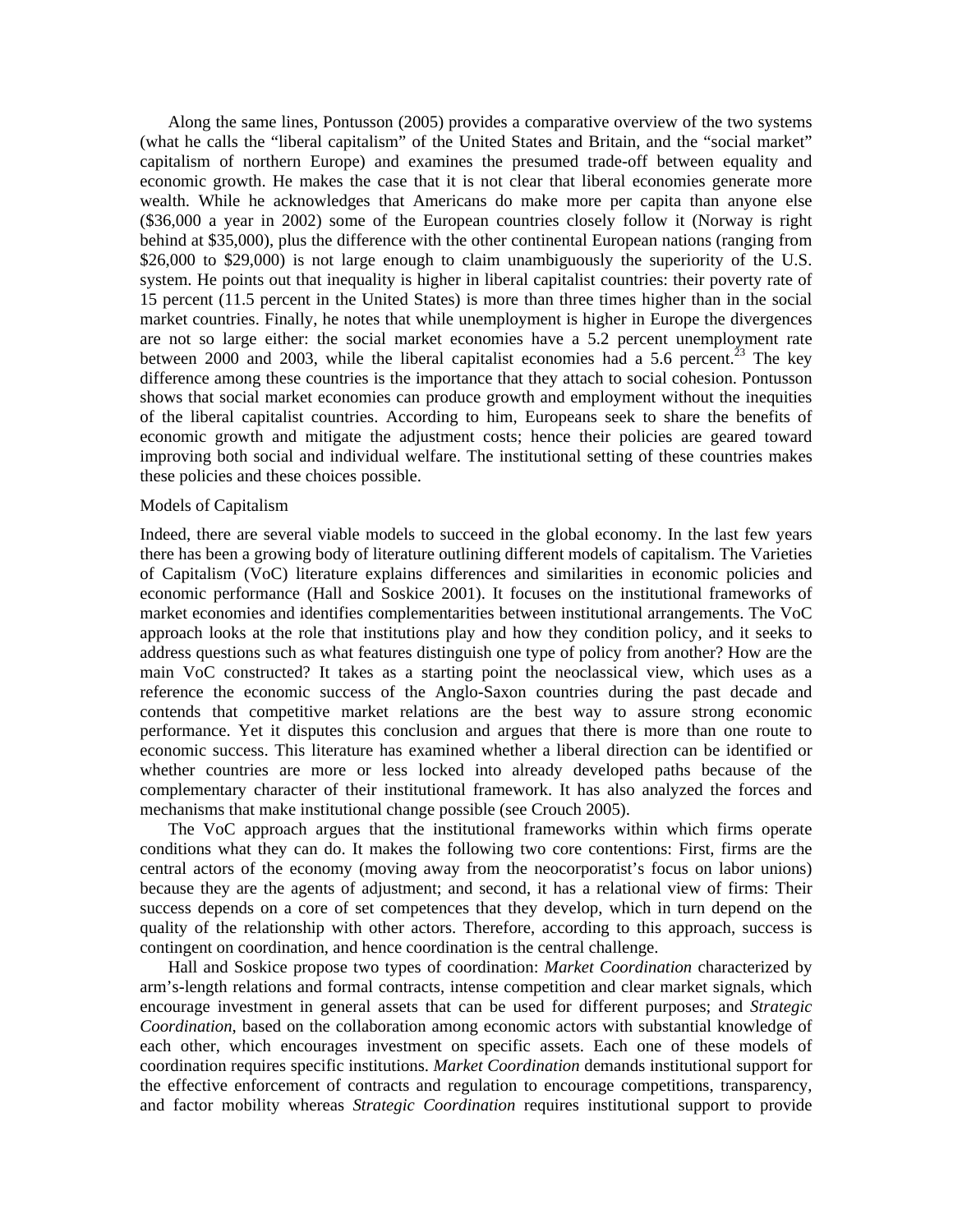Along the same lines, Pontusson (2005) provides a comparative overview of the two systems (what he calls the "liberal capitalism" of the United States and Britain, and the "social market" capitalism of northern Europe) and examines the presumed trade-off between equality and economic growth. He makes the case that it is not clear that liberal economies generate more wealth. While he acknowledges that Americans do make more per capita than anyone else ($36,000 a year in 2002) some of the European countries closely follow it (Norway is right behind at $35,000), plus the difference with the other continental European nations (ranging from $26,000 to $29,000) is not large enough to claim unambiguously the superiority of the U.S. system. He points out that inequality is higher in liberal capitalist countries: their poverty rate of 15 percent (11.5 percent in the United States) is more than three times higher than in the social market countries. Finally, he notes that while unemployment is higher in Europe the divergences are not so large either: the social market economies have a 5.2 percent unemployment rate between 2000 and 2003, while the liberal capitalist economies had a 5.6 percent.[23] The key difference among these countries is the importance that they attach to social cohesion. Pontusson shows that social market economies can produce growth and employment without the inequities of the liberal capitalist countries. According to him, Europeans seek to share the benefits of economic growth and mitigate the adjustment costs; hence their policies are geared toward improving both social and individual welfare. The institutional setting of these countries makes these policies and these choices possible.

## Models of Capitalism

Indeed, there are several viable models to succeed in the global economy. In the last few years there has been a growing body of literature outlining different models of capitalism. The Varieties of Capitalism (VoC) literature explains differences and similarities in economic policies and economic performance (Hall and Soskice 2001). It focuses on the institutional frameworks of market economies and identifies complementarities between institutional arrangements. The VoC approach looks at the role that institutions play and how they condition policy, and it seeks to address questions such as what features distinguish one type of policy from another? How are the main VoC constructed? It takes as a starting point the neoclassical view, which uses as a reference the economic success of the Anglo-Saxon countries during the past decade and contends that competitive market relations are the best way to assure strong economic performance. Yet it disputes this conclusion and argues that there is more than one route to economic success. This literature has examined whether a liberal direction can be identified or whether countries are more or less locked into already developed paths because of the complementary character of their institutional framework. It has also analyzed the forces and mechanisms that make institutional change possible (see Crouch 2005).

The VoC approach argues that the institutional frameworks within which firms operate conditions what they can do. It makes the following two core contentions: First, firms are the central actors of the economy (moving away from the neocorporatist's focus on labor unions) because they are the agents of adjustment; and second, it has a relational view of firms: Their success depends on a core of set competences that they develop, which in turn depend on the quality of the relationship with other actors. Therefore, according to this approach, success is contingent on coordination, and hence coordination is the central challenge.

Hall and Soskice propose two types of coordination: *Market Coordination* characterized by arm's-length relations and formal contracts, intense competition and clear market signals, which encourage investment in general assets that can be used for different purposes; and *Strategic Coordination*, based on the collaboration among economic actors with substantial knowledge of each other, which encourages investment on specific assets. Each one of these models of coordination requires specific institutions. *Market Coordination* demands institutional support for the effective enforcement of contracts and regulation to encourage competitions, transparency, and factor mobility whereas *Strategic Coordination* requires institutional support to provide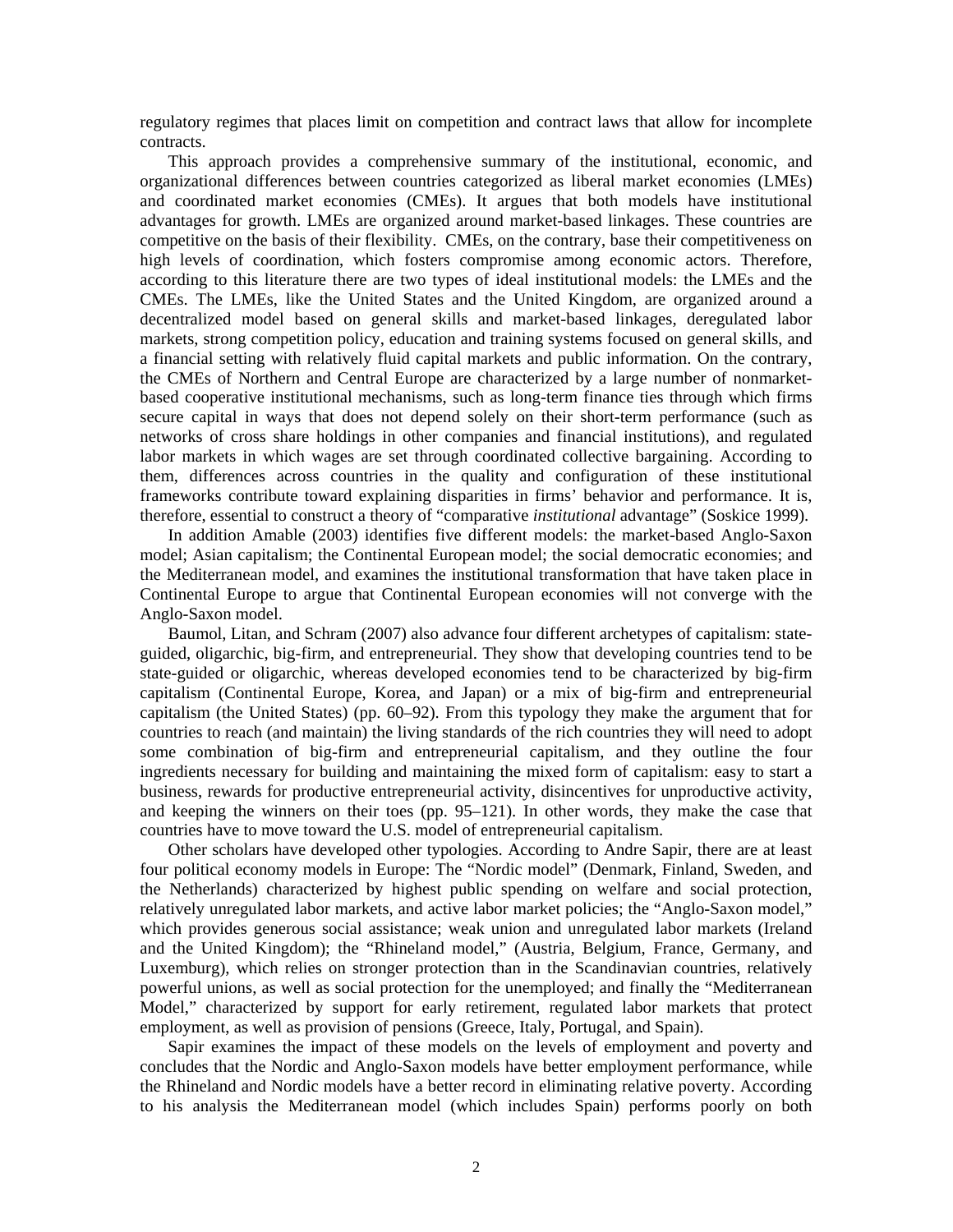regulatory regimes that places limit on competition and contract laws that allow for incomplete contracts.

This approach provides a comprehensive summary of the institutional, economic, and organizational differences between countries categorized as liberal market economies (LMEs) and coordinated market economies (CMEs). It argues that both models have institutional advantages for growth. LMEs are organized around market-based linkages. These countries are competitive on the basis of their flexibility. CMEs, on the contrary, base their competitiveness on high levels of coordination, which fosters compromise among economic actors. Therefore, according to this literature there are two types of ideal institutional models: the LMEs and the CMEs. The LMEs, like the United States and the United Kingdom, are organized around a decentralized model based on general skills and market-based linkages, deregulated labor markets, strong competition policy, education and training systems focused on general skills, and a financial setting with relatively fluid capital markets and public information. On the contrary, the CMEs of Northern and Central Europe are characterized by a large number of nonmarket-based cooperative institutional mechanisms, such as long-term finance ties through which firms secure capital in ways that does not depend solely on their short-term performance (such as networks of cross share holdings in other companies and financial institutions), and regulated labor markets in which wages are set through coordinated collective bargaining. According to them, differences across countries in the quality and configuration of these institutional frameworks contribute toward explaining disparities in firms' behavior and performance. It is, therefore, essential to construct a theory of "comparative *institutional* advantage" (Soskice 1999).

In addition Amable (2003) identifies five different models: the market-based Anglo-Saxon model; Asian capitalism; the Continental European model; the social democratic economies; and the Mediterranean model, and examines the institutional transformation that have taken place in Continental Europe to argue that Continental European economies will not converge with the Anglo-Saxon model.

Baumol, Litan, and Schram (2007) also advance four different archetypes of capitalism: state-guided, oligarchic, big-firm, and entrepreneurial. They show that developing countries tend to be state-guided or oligarchic, whereas developed economies tend to be characterized by big-firm capitalism (Continental Europe, Korea, and Japan) or a mix of big-firm and entrepreneurial capitalism (the United States) (pp. 60–92). From this typology they make the argument that for countries to reach (and maintain) the living standards of the rich countries they will need to adopt some combination of big-firm and entrepreneurial capitalism, and they outline the four ingredients necessary for building and maintaining the mixed form of capitalism: easy to start a business, rewards for productive entrepreneurial activity, disincentives for unproductive activity, and keeping the winners on their toes (pp. 95–121). In other words, they make the case that countries have to move toward the U.S. model of entrepreneurial capitalism.

Other scholars have developed other typologies. According to Andre Sapir, there are at least four political economy models in Europe: The "Nordic model" (Denmark, Finland, Sweden, and the Netherlands) characterized by highest public spending on welfare and social protection, relatively unregulated labor markets, and active labor market policies; the "Anglo-Saxon model," which provides generous social assistance; weak union and unregulated labor markets (Ireland and the United Kingdom); the "Rhineland model," (Austria, Belgium, France, Germany, and Luxemburg), which relies on stronger protection than in the Scandinavian countries, relatively powerful unions, as well as social protection for the unemployed; and finally the "Mediterranean Model," characterized by support for early retirement, regulated labor markets that protect employment, as well as provision of pensions (Greece, Italy, Portugal, and Spain).

Sapir examines the impact of these models on the levels of employment and poverty and concludes that the Nordic and Anglo-Saxon models have better employment performance, while the Rhineland and Nordic models have a better record in eliminating relative poverty. According to his analysis the Mediterranean model (which includes Spain) performs poorly on both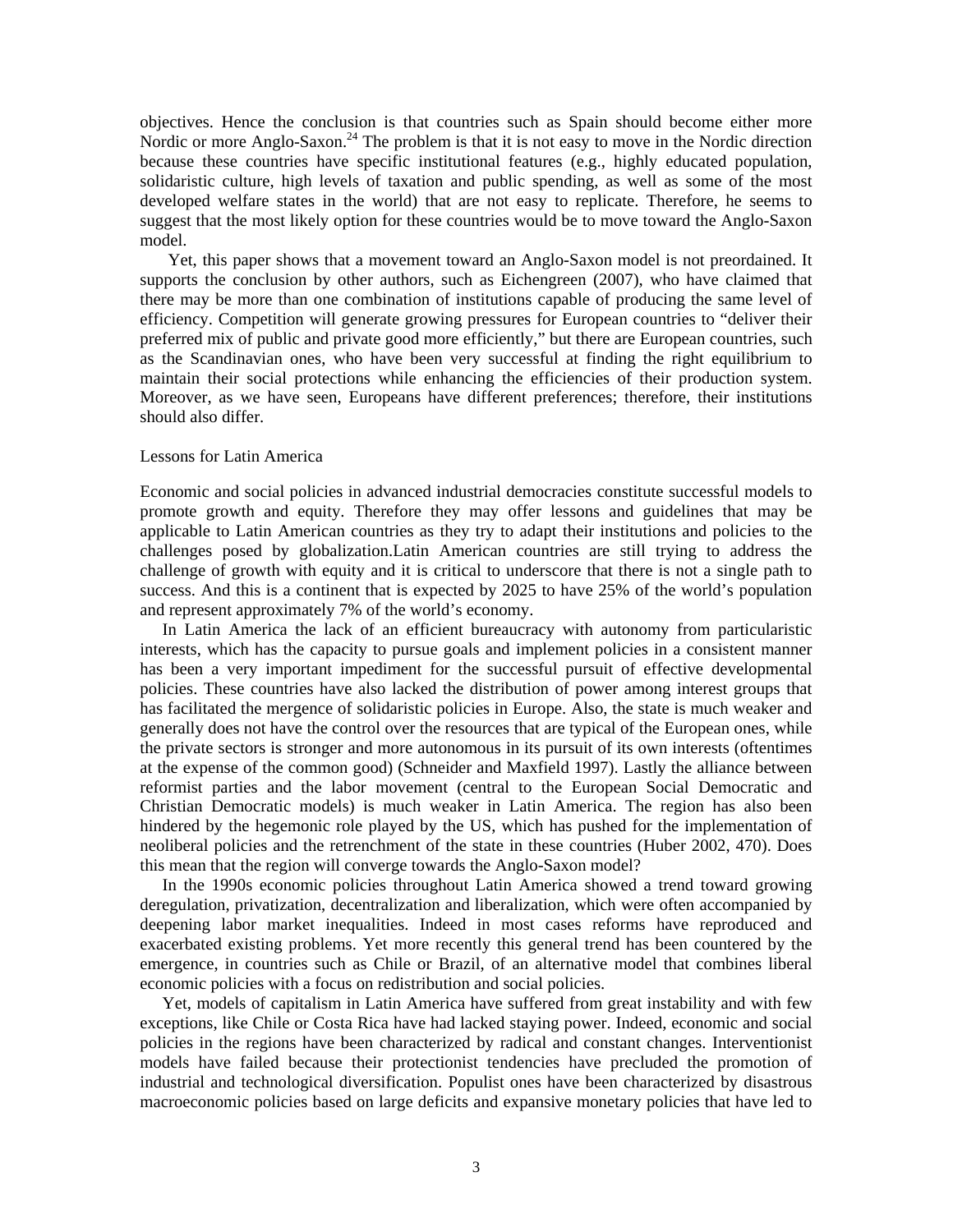objectives. Hence the conclusion is that countries such as Spain should become either more Nordic or more Anglo-Saxon.[24] The problem is that it is not easy to move in the Nordic direction because these countries have specific institutional features (e.g., highly educated population, solidaristic culture, high levels of taxation and public spending, as well as some of the most developed welfare states in the world) that are not easy to replicate. Therefore, he seems to suggest that the most likely option for these countries would be to move toward the Anglo-Saxon model.

Yet, this paper shows that a movement toward an Anglo-Saxon model is not preordained. It supports the conclusion by other authors, such as Eichengreen (2007), who have claimed that there may be more than one combination of institutions capable of producing the same level of efficiency. Competition will generate growing pressures for European countries to "deliver their preferred mix of public and private good more efficiently," but there are European countries, such as the Scandinavian ones, who have been very successful at finding the right equilibrium to maintain their social protections while enhancing the efficiencies of their production system. Moreover, as we have seen, Europeans have different preferences; therefore, their institutions should also differ.

Lessons for Latin America

Economic and social policies in advanced industrial democracies constitute successful models to promote growth and equity. Therefore they may offer lessons and guidelines that may be applicable to Latin American countries as they try to adapt their institutions and policies to the challenges posed by globalization.Latin American countries are still trying to address the challenge of growth with equity and it is critical to underscore that there is not a single path to success. And this is a continent that is expected by 2025 to have 25% of the world's population and represent approximately 7% of the world's economy.

In Latin America the lack of an efficient bureaucracy with autonomy from particularistic interests, which has the capacity to pursue goals and implement policies in a consistent manner has been a very important impediment for the successful pursuit of effective developmental policies. These countries have also lacked the distribution of power among interest groups that has facilitated the mergence of solidaristic policies in Europe. Also, the state is much weaker and generally does not have the control over the resources that are typical of the European ones, while the private sectors is stronger and more autonomous in its pursuit of its own interests (oftentimes at the expense of the common good) (Schneider and Maxfield 1997). Lastly the alliance between reformist parties and the labor movement (central to the European Social Democratic and Christian Democratic models) is much weaker in Latin America. The region has also been hindered by the hegemonic role played by the US, which has pushed for the implementation of neoliberal policies and the retrenchment of the state in these countries (Huber 2002, 470). Does this mean that the region will converge towards the Anglo-Saxon model?

In the 1990s economic policies throughout Latin America showed a trend toward growing deregulation, privatization, decentralization and liberalization, which were often accompanied by deepening labor market inequalities. Indeed in most cases reforms have reproduced and exacerbated existing problems. Yet more recently this general trend has been countered by the emergence, in countries such as Chile or Brazil, of an alternative model that combines liberal economic policies with a focus on redistribution and social policies.

Yet, models of capitalism in Latin America have suffered from great instability and with few exceptions, like Chile or Costa Rica have had lacked staying power. Indeed, economic and social policies in the regions have been characterized by radical and constant changes. Interventionist models have failed because their protectionist tendencies have precluded the promotion of industrial and technological diversification. Populist ones have been characterized by disastrous macroeconomic policies based on large deficits and expansive monetary policies that have led to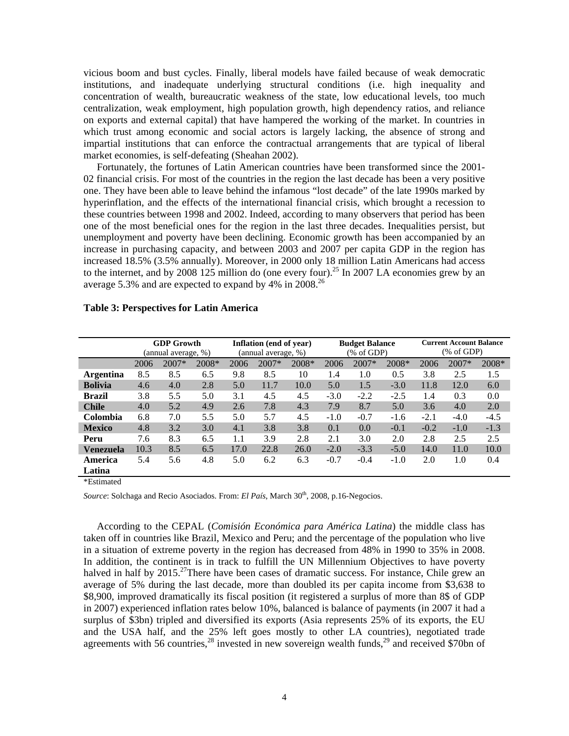vicious boom and bust cycles. Finally, liberal models have failed because of weak democratic institutions, and inadequate underlying structural conditions (i.e. high inequality and concentration of wealth, bureaucratic weakness of the state, low educational levels, too much centralization, weak employment, high population growth, high dependency ratios, and reliance on exports and external capital) that have hampered the working of the market. In countries in which trust among economic and social actors is largely lacking, the absence of strong and impartial institutions that can enforce the contractual arrangements that are typical of liberal market economies, is self-defeating (Sheahan 2002).

Fortunately, the fortunes of Latin American countries have been transformed since the 2001-02 financial crisis. For most of the countries in the region the last decade has been a very positive one. They have been able to leave behind the infamous "lost decade" of the late 1990s marked by hyperinflation, and the effects of the international financial crisis, which brought a recession to these countries between 1998 and 2002. Indeed, according to many observers that period has been one of the most beneficial ones for the region in the last three decades. Inequalities persist, but unemployment and poverty have been declining. Economic growth has been accompanied by an increase in purchasing capacity, and between 2003 and 2007 per capita GDP in the region has increased 18.5% (3.5% annually). Moreover, in 2000 only 18 million Latin Americans had access to the internet, and by 2008 125 million do (one every four).[25] In 2007 LA economies grew by an average 5.3% and are expected to expand by 4% in 2008.[26]

**Table 3: Perspectives for Latin America**

| | **GDP Growth** (annual average, %) | | | **Inflation (end of year)** (annual average, %) | | | **Budget Balance** (% of GDP) | | | **Current Account Balance** (% of GDP) | | |
|---|---|---|---|---|---|---|---|---|---|---|---|---|
| | 2006 | 2007* | 2008* | 2006 | 2007* | 2008* | 2006 | 2007* | 2008* | 2006 | 2007* | 2008* |
| **Argentina** | 8.5 | 8.5 | 6.5 | 9.8 | 8.5 | 10 | 1.4 | 1.0 | 0.5 | 3.8 | 2.5 | 1.5 |
| **Bolivia** | 4.6 | 4.0 | 2.8 | 5.0 | 11.7 | 10.0 | 5.0 | 1.5 | -3.0 | 11.8 | 12.0 | 6.0 |
| **Brazil** | 3.8 | 5.5 | 5.0 | 3.1 | 4.5 | 4.5 | -3.0 | -2.2 | -2.5 | 1.4 | 0.3 | 0.0 |
| **Chile** | 4.0 | 5.2 | 4.9 | 2.6 | 7.8 | 4.3 | 7.9 | 8.7 | 5.0 | 3.6 | 4.0 | 2.0 |
| **Colombia** | 6.8 | 7.0 | 5.5 | 5.0 | 5.7 | 4.5 | -1.0 | -0.7 | -1.6 | -2.1 | -4.0 | -4.5 |
| **Mexico** | 4.8 | 3.2 | 3.0 | 4.1 | 3.8 | 3.8 | 0.1 | 0.0 | -0.1 | -0.2 | -1.0 | -1.3 |
| **Peru** | 7.6 | 8.3 | 6.5 | 1.1 | 3.9 | 2.8 | 2.1 | 3.0 | 2.0 | 2.8 | 2.5 | 2.5 |
| **Venezuela** | 10.3 | 8.5 | 6.5 | 17.0 | 22.8 | 26.0 | -2.0 | -3.3 | -5.0 | 14.0 | 11.0 | 10.0 |
| **America Latina** | 5.4 | 5.6 | 4.8 | 5.0 | 6.2 | 6.3 | -0.7 | -0.4 | -1.0 | 2.0 | 1.0 | 0.4 |

*Estimated

*Source*: Solchaga and Recio Asociados. From: *El País*, March 30th, 2008, p.16-Negocios.

According to the CEPAL (*Comisión Económica para América Latina*) the middle class has taken off in countries like Brazil, Mexico and Peru; and the percentage of the population who live in a situation of extreme poverty in the region has decreased from 48% in 1990 to 35% in 2008. In addition, the continent is in track to fulfill the UN Millennium Objectives to have poverty halved in half by 2015.[27]There have been cases of dramatic success. For instance, Chile grew an average of 5% during the last decade, more than doubled its per capita income from $3,638 to $8,900, improved dramatically its fiscal position (it registered a surplus of more than 8$ of GDP in 2007) experienced inflation rates below 10%, balanced is balance of payments (in 2007 it had a surplus of $3bn) tripled and diversified its exports (Asia represents 25% of its exports, the EU and the USA half, and the 25% left goes mostly to other LA countries), negotiated trade agreements with 56 countries,[28] invested in new sovereign wealth funds,[29] and received $70bn of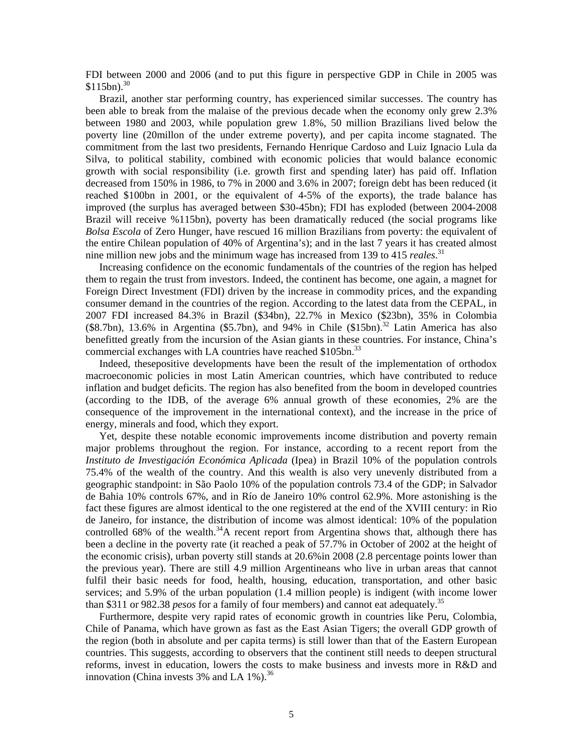FDI between 2000 and 2006 (and to put this figure in perspective GDP in Chile in 2005 was $115bn).[30]

Brazil, another star performing country, has experienced similar successes. The country has been able to break from the malaise of the previous decade when the economy only grew 2.3% between 1980 and 2003, while population grew 1.8%, 50 million Brazilians lived below the poverty line (20millon of the under extreme poverty), and per capita income stagnated. The commitment from the last two presidents, Fernando Henrique Cardoso and Luiz Ignacio Lula da Silva, to political stability, combined with economic policies that would balance economic growth with social responsibility (i.e. growth first and spending later) has paid off. Inflation decreased from 150% in 1986, to 7% in 2000 and 3.6% in 2007; foreign debt has been reduced (it reached $100bn in 2001, or the equivalent of 4-5% of the exports), the trade balance has improved (the surplus has averaged between $30-45bn); FDI has exploded (between 2004-2008 Brazil will receive %115bn), poverty has been dramatically reduced (the social programs like *Bolsa Escola* of Zero Hunger, have rescued 16 million Brazilians from poverty: the equivalent of the entire Chilean population of 40% of Argentina's); and in the last 7 years it has created almost nine million new jobs and the minimum wage has increased from 139 to 415 *reales*.[31]

Increasing confidence on the economic fundamentals of the countries of the region has helped them to regain the trust from investors. Indeed, the continent has become, one again, a magnet for Foreign Direct Investment (FDI) driven by the increase in commodity prices, and the expanding consumer demand in the countries of the region. According to the latest data from the CEPAL, in 2007 FDI increased 84.3% in Brazil ($34bn), 22.7% in Mexico ($23bn), 35% in Colombia ($8.7bn), 13.6% in Argentina ($5.7bn), and 94% in Chile ($15bn).[32] Latin America has also benefitted greatly from the incursion of the Asian giants in these countries. For instance, China's commercial exchanges with LA countries have reached $105bn.[33]

Indeed, thesepositive developments have been the result of the implementation of orthodox macroeconomic policies in most Latin American countries, which have contributed to reduce inflation and budget deficits. The region has also benefited from the boom in developed countries (according to the IDB, of the average 6% annual growth of these economies, 2% are the consequence of the improvement in the international context), and the increase in the price of energy, minerals and food, which they export.

Yet, despite these notable economic improvements income distribution and poverty remain major problems throughout the region. For instance, according to a recent report from the *Instituto de Investigación Económica Aplicada* (Ipea) in Brazil 10% of the population controls 75.4% of the wealth of the country. And this wealth is also very unevenly distributed from a geographic standpoint: in São Paolo 10% of the population controls 73.4 of the GDP; in Salvador de Bahia 10% controls 67%, and in Río de Janeiro 10% control 62.9%. More astonishing is the fact these figures are almost identical to the one registered at the end of the XVIII century: in Rio de Janeiro, for instance, the distribution of income was almost identical: 10% of the population controlled 68% of the wealth.[34]A recent report from Argentina shows that, although there has been a decline in the poverty rate (it reached a peak of 57.7% in October of 2002 at the height of the economic crisis), urban poverty still stands at 20.6%in 2008 (2.8 percentage points lower than the previous year). There are still 4.9 million Argentineans who live in urban areas that cannot fulfil their basic needs for food, health, housing, education, transportation, and other basic services; and 5.9% of the urban population (1.4 million people) is indigent (with income lower than $311 or 982.38 *pesos* for a family of four members) and cannot eat adequately.[35]

Furthermore, despite very rapid rates of economic growth in countries like Peru, Colombia, Chile of Panama, which have grown as fast as the East Asian Tigers; the overall GDP growth of the region (both in absolute and per capita terms) is still lower than that of the Eastern European countries. This suggests, according to observers that the continent still needs to deepen structural reforms, invest in education, lowers the costs to make business and invests more in R&D and innovation (China invests 3% and LA 1%).[36]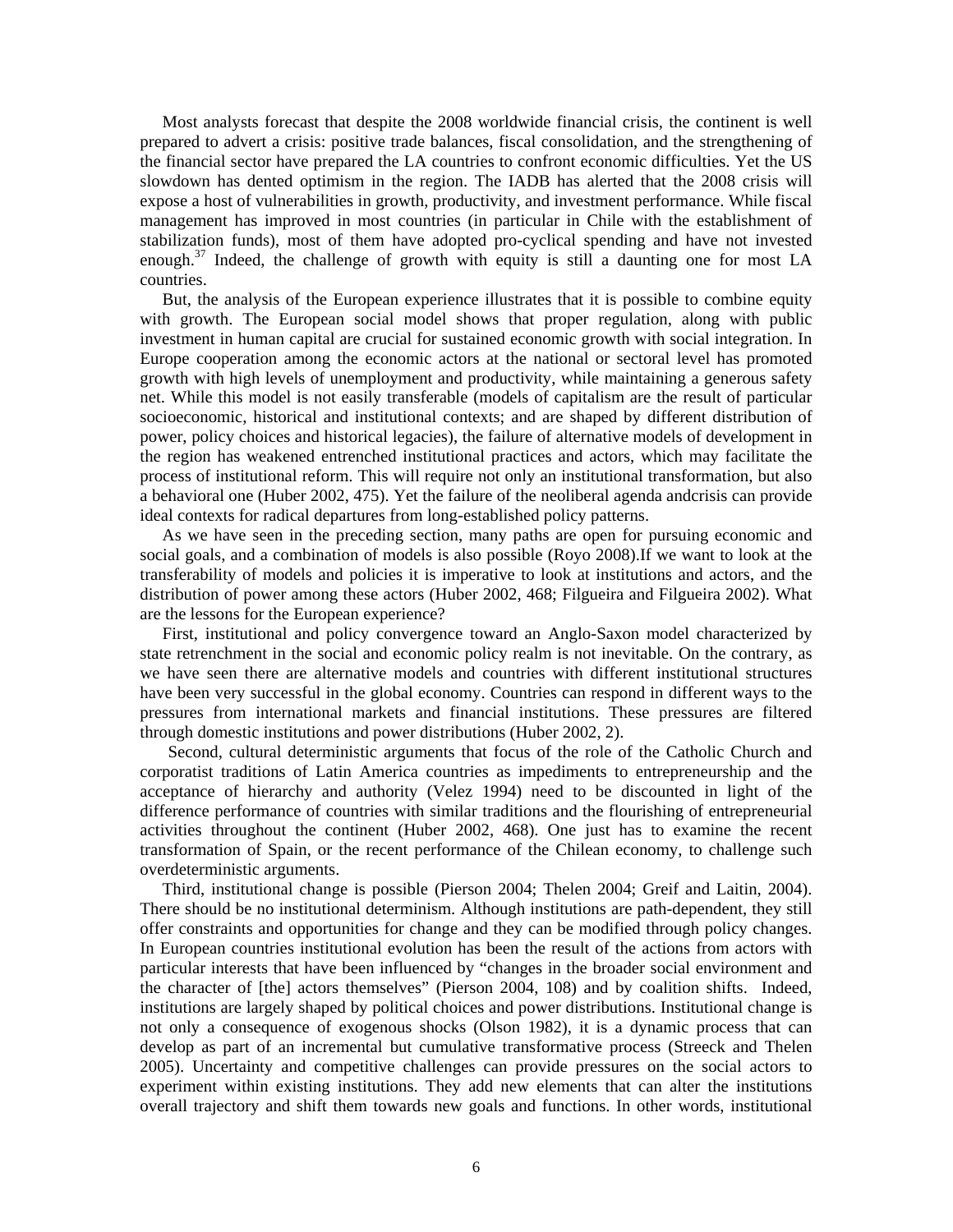Most analysts forecast that despite the 2008 worldwide financial crisis, the continent is well prepared to advert a crisis: positive trade balances, fiscal consolidation, and the strengthening of the financial sector have prepared the LA countries to confront economic difficulties. Yet the US slowdown has dented optimism in the region. The IADB has alerted that the 2008 crisis will expose a host of vulnerabilities in growth, productivity, and investment performance. While fiscal management has improved in most countries (in particular in Chile with the establishment of stabilization funds), most of them have adopted pro-cyclical spending and have not invested enough.[37] Indeed, the challenge of growth with equity is still a daunting one for most LA countries.

But, the analysis of the European experience illustrates that it is possible to combine equity with growth. The European social model shows that proper regulation, along with public investment in human capital are crucial for sustained economic growth with social integration. In Europe cooperation among the economic actors at the national or sectoral level has promoted growth with high levels of unemployment and productivity, while maintaining a generous safety net. While this model is not easily transferable (models of capitalism are the result of particular socioeconomic, historical and institutional contexts; and are shaped by different distribution of power, policy choices and historical legacies), the failure of alternative models of development in the region has weakened entrenched institutional practices and actors, which may facilitate the process of institutional reform. This will require not only an institutional transformation, but also a behavioral one (Huber 2002, 475). Yet the failure of the neoliberal agenda andcrisis can provide ideal contexts for radical departures from long-established policy patterns.

As we have seen in the preceding section, many paths are open for pursuing economic and social goals, and a combination of models is also possible (Royo 2008).If we want to look at the transferability of models and policies it is imperative to look at institutions and actors, and the distribution of power among these actors (Huber 2002, 468; Filgueira and Filgueira 2002). What are the lessons for the European experience?

First, institutional and policy convergence toward an Anglo-Saxon model characterized by state retrenchment in the social and economic policy realm is not inevitable. On the contrary, as we have seen there are alternative models and countries with different institutional structures have been very successful in the global economy. Countries can respond in different ways to the pressures from international markets and financial institutions. These pressures are filtered through domestic institutions and power distributions (Huber 2002, 2).

Second, cultural deterministic arguments that focus of the role of the Catholic Church and corporatist traditions of Latin America countries as impediments to entrepreneurship and the acceptance of hierarchy and authority (Velez 1994) need to be discounted in light of the difference performance of countries with similar traditions and the flourishing of entrepreneurial activities throughout the continent (Huber 2002, 468). One just has to examine the recent transformation of Spain, or the recent performance of the Chilean economy, to challenge such overdeterministic arguments.

Third, institutional change is possible (Pierson 2004; Thelen 2004; Greif and Laitin, 2004). There should be no institutional determinism. Although institutions are path-dependent, they still offer constraints and opportunities for change and they can be modified through policy changes. In European countries institutional evolution has been the result of the actions from actors with particular interests that have been influenced by "changes in the broader social environment and the character of [the] actors themselves" (Pierson 2004, 108) and by coalition shifts. Indeed, institutions are largely shaped by political choices and power distributions. Institutional change is not only a consequence of exogenous shocks (Olson 1982), it is a dynamic process that can develop as part of an incremental but cumulative transformative process (Streeck and Thelen 2005). Uncertainty and competitive challenges can provide pressures on the social actors to experiment within existing institutions. They add new elements that can alter the institutions overall trajectory and shift them towards new goals and functions. In other words, institutional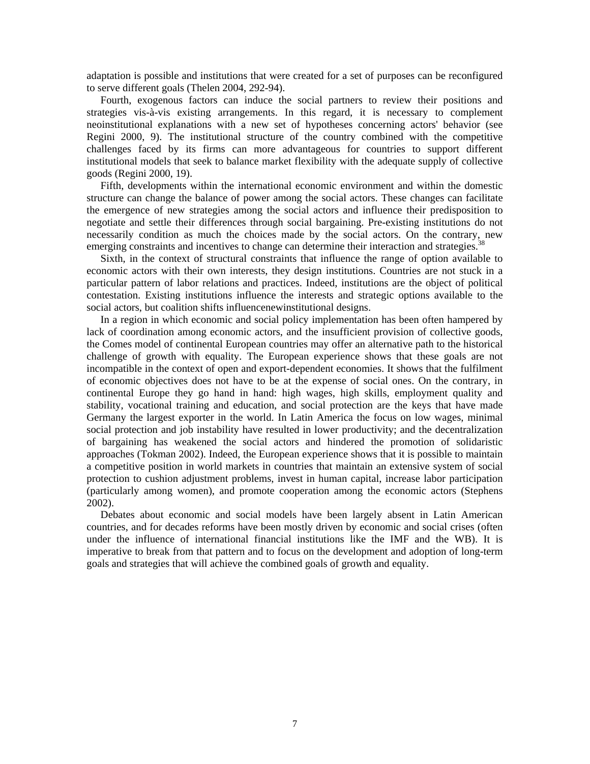adaptation is possible and institutions that were created for a set of purposes can be reconfigured to serve different goals (Thelen 2004, 292-94).

Fourth, exogenous factors can induce the social partners to review their positions and strategies vis-à-vis existing arrangements. In this regard, it is necessary to complement neoinstitutional explanations with a new set of hypotheses concerning actors' behavior (see Regini 2000, 9). The institutional structure of the country combined with the competitive challenges faced by its firms can more advantageous for countries to support different institutional models that seek to balance market flexibility with the adequate supply of collective goods (Regini 2000, 19).

Fifth, developments within the international economic environment and within the domestic structure can change the balance of power among the social actors. These changes can facilitate the emergence of new strategies among the social actors and influence their predisposition to negotiate and settle their differences through social bargaining. Pre-existing institutions do not necessarily condition as much the choices made by the social actors. On the contrary, new emerging constraints and incentives to change can determine their interaction and strategies.[38]

Sixth, in the context of structural constraints that influence the range of option available to economic actors with their own interests, they design institutions. Countries are not stuck in a particular pattern of labor relations and practices. Indeed, institutions are the object of political contestation. Existing institutions influence the interests and strategic options available to the social actors, but coalition shifts influencenewinstitutional designs.

In a region in which economic and social policy implementation has been often hampered by lack of coordination among economic actors, and the insufficient provision of collective goods, the Comes model of continental European countries may offer an alternative path to the historical challenge of growth with equality. The European experience shows that these goals are not incompatible in the context of open and export-dependent economies. It shows that the fulfilment of economic objectives does not have to be at the expense of social ones. On the contrary, in continental Europe they go hand in hand: high wages, high skills, employment quality and stability, vocational training and education, and social protection are the keys that have made Germany the largest exporter in the world. In Latin America the focus on low wages, minimal social protection and job instability have resulted in lower productivity; and the decentralization of bargaining has weakened the social actors and hindered the promotion of solidaristic approaches (Tokman 2002). Indeed, the European experience shows that it is possible to maintain a competitive position in world markets in countries that maintain an extensive system of social protection to cushion adjustment problems, invest in human capital, increase labor participation (particularly among women), and promote cooperation among the economic actors (Stephens 2002).

Debates about economic and social models have been largely absent in Latin American countries, and for decades reforms have been mostly driven by economic and social crises (often under the influence of international financial institutions like the IMF and the WB). It is imperative to break from that pattern and to focus on the development and adoption of long-term goals and strategies that will achieve the combined goals of growth and equality.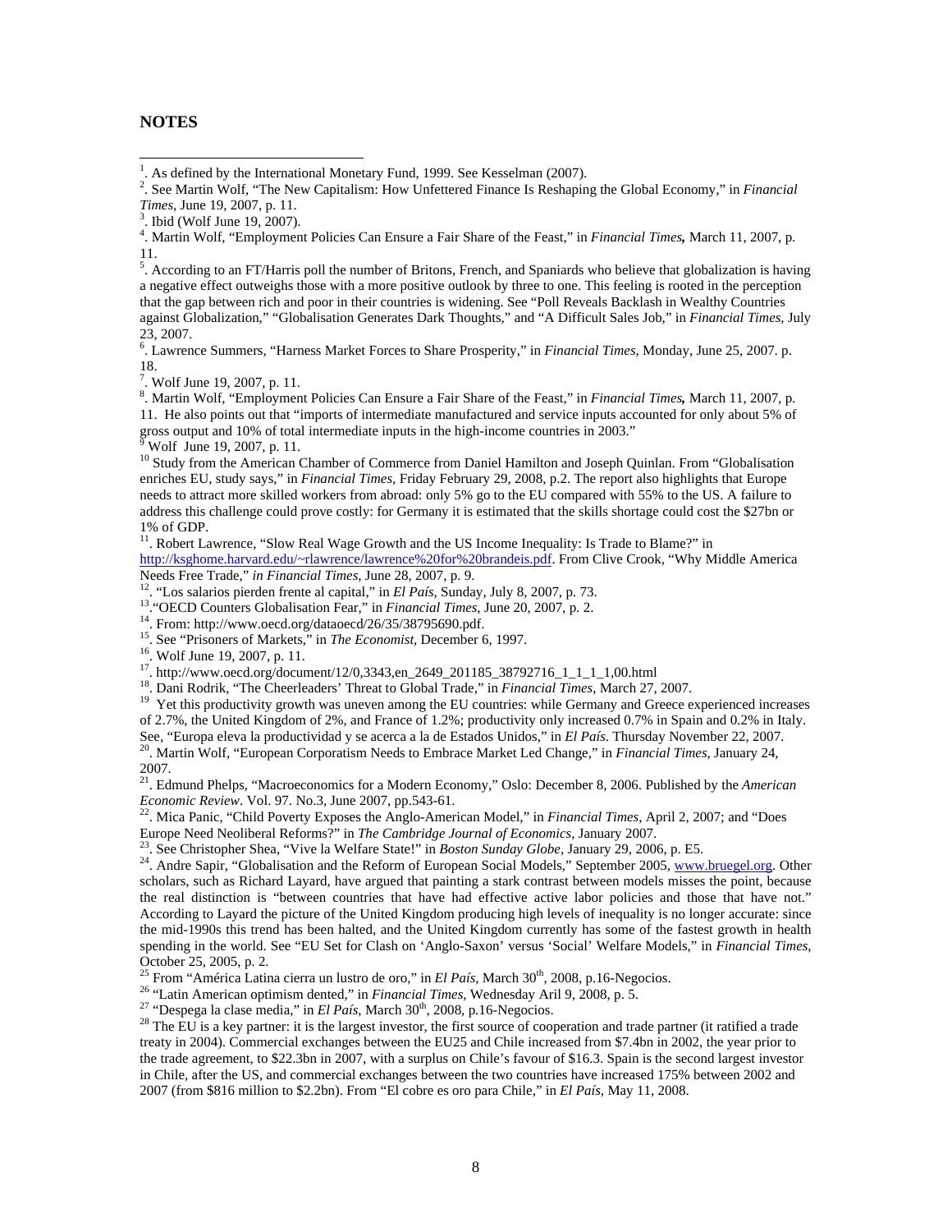## NOTES

[1]. As defined by the International Monetary Fund, 1999. See Kesselman (2007).

[2]. See Martin Wolf, "The New Capitalism: How Unfettered Finance Is Reshaping the Global Economy," in *Financial Times*, June 19, 2007, p. 11.

[3]. Ibid (Wolf June 19, 2007).

[4]. Martin Wolf, "Employment Policies Can Ensure a Fair Share of the Feast," in ***Financial Times*,** March 11, 2007, p. 11.

[5]. According to an FT/Harris poll the number of Britons, French, and Spaniards who believe that globalization is having a negative effect outweighs those with a more positive outlook by three to one. This feeling is rooted in the perception that the gap between rich and poor in their countries is widening. See "Poll Reveals Backlash in Wealthy Countries against Globalization," "Globalisation Generates Dark Thoughts," and "A Difficult Sales Job," in *Financial Times*, July 23, 2007.

[6]. Lawrence Summers, "Harness Market Forces to Share Prosperity," in *Financial Times*, Monday, June 25, 2007. p. 18.

[7]. Wolf June 19, 2007, p. 11.

[8]. Martin Wolf, "Employment Policies Can Ensure a Fair Share of the Feast," in ***Financial Times*,** March 11, 2007, p. 11. He also points out that "imports of intermediate manufactured and service inputs accounted for only about 5% of gross output and 10% of total intermediate inputs in the high-income countries in 2003."

[9] Wolf June 19, 2007, p. 11.

[10] Study from the American Chamber of Commerce from Daniel Hamilton and Joseph Quinlan. From "Globalisation enriches EU, study says," in *Financial Times*, Friday February 29, 2008, p.2. The report also highlights that Europe needs to attract more skilled workers from abroad: only 5% go to the EU compared with 55% to the US. A failure to address this challenge could prove costly: for Germany it is estimated that the skills shortage could cost the $27bn or 1% of GDP.

[11]. Robert Lawrence, "Slow Real Wage Growth and the US Income Inequality: Is Trade to Blame?" in http://ksghome.harvard.edu/~rlawrence/lawrence%20for%20brandeis.pdf. From Clive Crook, "Why Middle America Needs Free Trade," *in Financial Times*, June 28, 2007, p. 9.

[12]. "Los salarios pierden frente al capital," in *El País*, Sunday, July 8, 2007, p. 73.

[13]."OECD Counters Globalisation Fear," in *Financial Times*, June 20, 2007, p. 2.

[14]. From: http://www.oecd.org/dataoecd/26/35/38795690.pdf.

[15]. See "Prisoners of Markets," in *The Economist*, December 6, 1997.

[16]. Wolf June 19, 2007, p. 11.

[17]. http://www.oecd.org/document/12/0,3343,en_2649_201185_38792716_1_1_1_1,00.html

[18]. Dani Rodrik, "The Cheerleaders' Threat to Global Trade," in *Financial Times*, March 27, 2007.

[19] Yet this productivity growth was uneven among the EU countries: while Germany and Greece experienced increases of 2.7%, the United Kingdom of 2%, and France of 1.2%; productivity only increased 0.7% in Spain and 0.2% in Italy. See, "Europa eleva la productividad y se acerca a la de Estados Unidos," in *El País*. Thursday November 22, 2007.

[20]. Martin Wolf, "European Corporatism Needs to Embrace Market Led Change," in *Financial Times*, January 24, 2007.

[21]. Edmund Phelps, "Macroeconomics for a Modern Economy," Oslo: December 8, 2006. Published by the *American Economic Review*. Vol. 97. No.3, June 2007, pp.543-61.

[22]. Mica Panic, "Child Poverty Exposes the Anglo-American Model," in *Financial Times*, April 2, 2007; and "Does Europe Need Neoliberal Reforms?" in *The Cambridge Journal of Economics*, January 2007.

[23]. See Christopher Shea, "Vive la Welfare State!" in *Boston Sunday Globe*, January 29, 2006, p. E5.

[24]. Andre Sapir, "Globalisation and the Reform of European Social Models," September 2005, www.bruegel.org. Other scholars, such as Richard Layard, have argued that painting a stark contrast between models misses the point, because the real distinction is "between countries that have had effective active labor policies and those that have not." According to Layard the picture of the United Kingdom producing high levels of inequality is no longer accurate: since the mid-1990s this trend has been halted, and the United Kingdom currently has some of the fastest growth in health spending in the world. See "EU Set for Clash on 'Anglo-Saxon' versus 'Social' Welfare Models," in *Financial Times*, October 25, 2005, p. 2.

[25] From "América Latina cierra un lustro de oro," in *El País*, March 30th, 2008, p.16-Negocios.

[26] "Latin American optimism dented," in *Financial Times*, Wednesday Aril 9, 2008, p. 5.

[27] "Despega la clase media," in *El País*, March 30th, 2008, p.16-Negocios.

[28] The EU is a key partner: it is the largest investor, the first source of cooperation and trade partner (it ratified a trade treaty in 2004). Commercial exchanges between the EU25 and Chile increased from $7.4bn in 2002, the year prior to the trade agreement, to $22.3bn in 2007, with a surplus on Chile's favour of $16.3. Spain is the second largest investor in Chile, after the US, and commercial exchanges between the two countries have increased 175% between 2002 and 2007 (from $816 million to $2.2bn). From "El cobre es oro para Chile," in *El País*, May 11, 2008.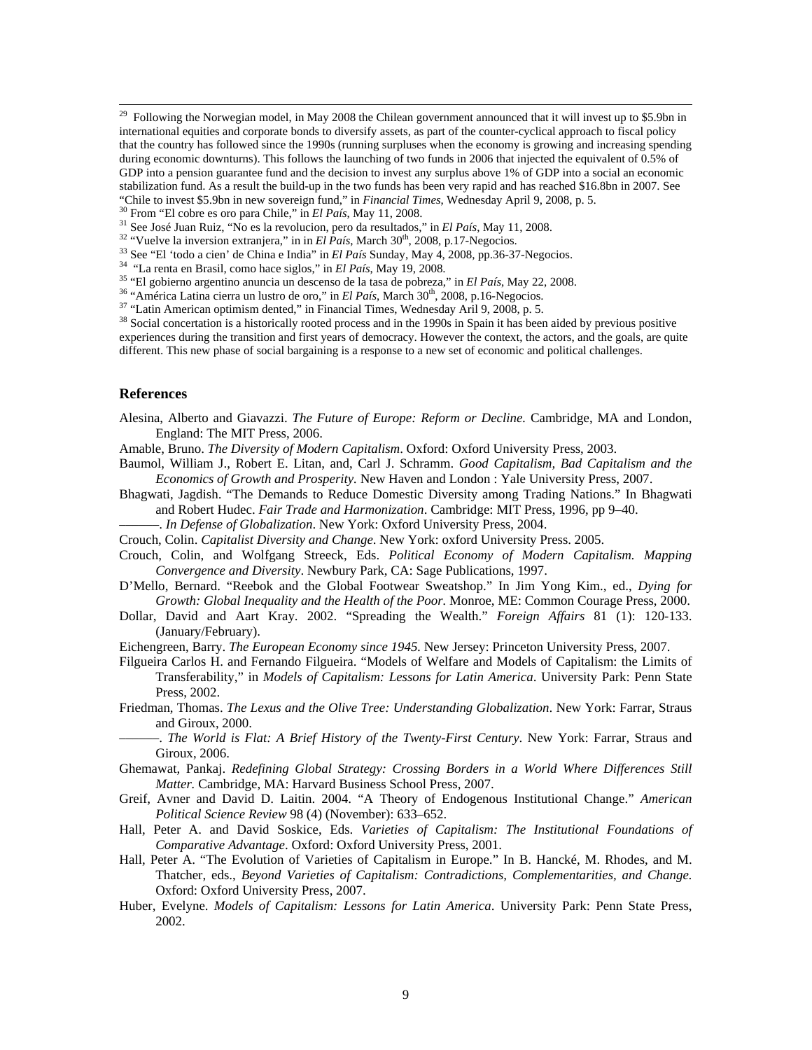[29] Following the Norwegian model, in May 2008 the Chilean government announced that it will invest up to $5.9bn in international equities and corporate bonds to diversify assets, as part of the counter-cyclical approach to fiscal policy that the country has followed since the 1990s (running surpluses when the economy is growing and increasing spending during economic downturns). This follows the launching of two funds in 2006 that injected the equivalent of 0.5% of GDP into a pension guarantee fund and the decision to invest any surplus above 1% of GDP into a social an economic stabilization fund. As a result the build-up in the two funds has been very rapid and has reached $16.8bn in 2007. See "Chile to invest $5.9bn in new sovereign fund," in *Financial Times*, Wednesday April 9, 2008, p. 5.

[30] From "El cobre es oro para Chile," in *El País*, May 11, 2008.

[31] See José Juan Ruiz, "No es la revolucion, pero da resultados," in *El País*, May 11, 2008.

[32] "Vuelve la inversion extranjera," in in *El País*, March 30th, 2008, p.17-Negocios.

[33] See "El 'todo a cien' de China e India" in *El País* Sunday, May 4, 2008, pp.36-37-Negocios.

[34] "La renta en Brasil, como hace siglos," in *El País*, May 19, 2008.

[35] "El gobierno argentino anuncia un descenso de la tasa de pobreza," in *El País*, May 22, 2008.

[36] "América Latina cierra un lustro de oro," in *El País*, March 30th, 2008, p.16-Negocios.

[37] "Latin American optimism dented," in Financial Times, Wednesday Aril 9, 2008, p. 5.

[38] Social concertation is a historically rooted process and in the 1990s in Spain it has been aided by previous positive experiences during the transition and first years of democracy. However the context, the actors, and the goals, are quite different. This new phase of social bargaining is a response to a new set of economic and political challenges.

## References

Alesina, Alberto and Giavazzi. *The Future of Europe: Reform or Decline*. Cambridge, MA and London, England: The MIT Press, 2006.

Amable, Bruno. *The Diversity of Modern Capitalism*. Oxford: Oxford University Press, 2003.

Baumol, William J., Robert E. Litan, and, Carl J. Schramm. *Good Capitalism, Bad Capitalism and the Economics of Growth and Prosperity.* New Haven and London : Yale University Press, 2007.

Bhagwati, Jagdish. "The Demands to Reduce Domestic Diversity among Trading Nations." In Bhagwati and Robert Hudec. *Fair Trade and Harmonization*. Cambridge: MIT Press, 1996, pp 9–40.

———. *In Defense of Globalization*. New York: Oxford University Press, 2004.

Crouch, Colin. *Capitalist Diversity and Change*. New York: oxford University Press. 2005.

Crouch, Colin, and Wolfgang Streeck, Eds. *Political Economy of Modern Capitalism. Mapping Convergence and Diversity*. Newbury Park, CA: Sage Publications, 1997.

D'Mello, Bernard. "Reebok and the Global Footwear Sweatshop." In Jim Yong Kim., ed., *Dying for Growth: Global Inequality and the Health of the Poor.* Monroe, ME: Common Courage Press, 2000.

Dollar, David and Aart Kray. 2002. "Spreading the Wealth." *Foreign Affairs* 81 (1): 120-133. (January/February).

Eichengreen, Barry. *The European Economy since 1945.* New Jersey: Princeton University Press, 2007.

Filgueira Carlos H. and Fernando Filgueira. "Models of Welfare and Models of Capitalism: the Limits of Transferability," in *Models of Capitalism: Lessons for Latin America*. University Park: Penn State Press, 2002.

Friedman, Thomas. *The Lexus and the Olive Tree: Understanding Globalization*. New York: Farrar, Straus and Giroux, 2000.

———. *The World is Flat: A Brief History of the Twenty-First Century*. New York: Farrar, Straus and Giroux, 2006.

Ghemawat, Pankaj. *Redefining Global Strategy: Crossing Borders in a World Where Differences Still Matter.* Cambridge, MA: Harvard Business School Press, 2007.

Greif, Avner and David D. Laitin. 2004. "A Theory of Endogenous Institutional Change." *American Political Science Review* 98 (4) (November): 633–652.

Hall, Peter A. and David Soskice, Eds. *Varieties of Capitalism: The Institutional Foundations of Comparative Advantage*. Oxford: Oxford University Press, 2001.

Hall, Peter A. "The Evolution of Varieties of Capitalism in Europe." In B. Hancké, M. Rhodes, and M. Thatcher, eds., *Beyond Varieties of Capitalism: Contradictions, Complementarities, and Change.* Oxford: Oxford University Press, 2007.

Huber, Evelyne. *Models of Capitalism: Lessons for Latin America*. University Park: Penn State Press, 2002.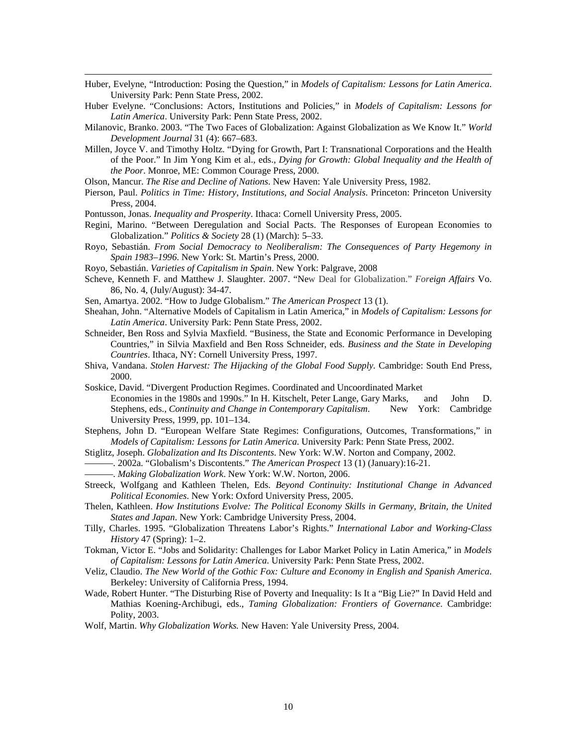Huber, Evelyne, "Introduction: Posing the Question," in *Models of Capitalism: Lessons for Latin America*. University Park: Penn State Press, 2002.

Huber Evelyne. "Conclusions: Actors, Institutions and Policies," in *Models of Capitalism: Lessons for Latin America*. University Park: Penn State Press, 2002.

Milanovic, Branko. 2003. "The Two Faces of Globalization: Against Globalization as We Know It." *World Development Journal* 31 (4): 667–683.

Millen, Joyce V. and Timothy Holtz. "Dying for Growth, Part I: Transnational Corporations and the Health of the Poor." In Jim Yong Kim et al., eds., *Dying for Growth: Global Inequality and the Health of the Poor*. Monroe, ME: Common Courage Press, 2000.

Olson, Mancur. *The Rise and Decline of Nations*. New Haven: Yale University Press, 1982.

Pierson, Paul. *Politics in Time: History, Institutions, and Social Analysis*. Princeton: Princeton University Press, 2004.

Pontusson, Jonas. *Inequality and Prosperity*. Ithaca: Cornell University Press, 2005.

Regini, Marino. "Between Deregulation and Social Pacts. The Responses of European Economies to Globalization." *Politics & Society* 28 (1) (March): 5–33.

Royo, Sebastián. *From Social Democracy to Neoliberalism: The Consequences of Party Hegemony in Spain 1983–1996*. New York: St. Martin's Press, 2000.

Royo, Sebastián. *Varieties of Capitalism in Spain*. New York: Palgrave, 2008

Scheve, Kenneth F. and Matthew J. Slaughter. 2007. "New Deal for Globalization." *Foreign Affairs* Vo. 86, No. 4, (July/August): 34-47.

Sen, Amartya. 2002. "How to Judge Globalism." *The American Prospect* 13 (1).

Sheahan, John. "Alternative Models of Capitalism in Latin America," in *Models of Capitalism: Lessons for Latin America*. University Park: Penn State Press, 2002.

Schneider, Ben Ross and Sylvia Maxfield. "Business, the State and Economic Performance in Developing Countries," in Silvia Maxfield and Ben Ross Schneider, eds. *Business and the State in Developing Countries*. Ithaca, NY: Cornell University Press, 1997.

Shiva, Vandana. *Stolen Harvest: The Hijacking of the Global Food Supply*. Cambridge: South End Press, 2000.

Soskice, David. "Divergent Production Regimes. Coordinated and Uncoordinated Market Economies in the 1980s and 1990s." In H. Kitschelt, Peter Lange, Gary Marks, and John D. Stephens, eds., *Continuity and Change in Contemporary Capitalism*. New York: Cambridge University Press, 1999, pp. 101–134.

Stephens, John D. "European Welfare State Regimes: Configurations, Outcomes, Transformations," in *Models of Capitalism: Lessons for Latin America*. University Park: Penn State Press, 2002.

Stiglitz, Joseph. *Globalization and Its Discontents*. New York: W.W. Norton and Company, 2002.

———. 2002a. "Globalism's Discontents." *The American Prospect* 13 (1) (January):16-21.

———. *Making Globalization Work*. New York: W.W. Norton, 2006.

Streeck, Wolfgang and Kathleen Thelen, Eds. *Beyond Continuity: Institutional Change in Advanced Political Economies*. New York: Oxford University Press, 2005.

Thelen, Kathleen. *How Institutions Evolve: The Political Economy Skills in Germany, Britain, the United States and Japan*. New York: Cambridge University Press, 2004.

Tilly, Charles. 1995. "Globalization Threatens Labor's Rights." *International Labor and Working-Class History* 47 (Spring): 1–2.

Tokman, Victor E. "Jobs and Solidarity: Challenges for Labor Market Policy in Latin America," in *Models of Capitalism: Lessons for Latin America*. University Park: Penn State Press, 2002.

Veliz, Claudio. *The New World of the Gothic Fox: Culture and Economy in English and Spanish America*. Berkeley: University of California Press, 1994.

Wade, Robert Hunter. "The Disturbing Rise of Poverty and Inequality: Is It a "Big Lie?" In David Held and Mathias Koening-Archibugi, eds., *Taming Globalization: Frontiers of Governance*. Cambridge: Polity, 2003.

Wolf, Martin. *Why Globalization Works.* New Haven: Yale University Press, 2004.